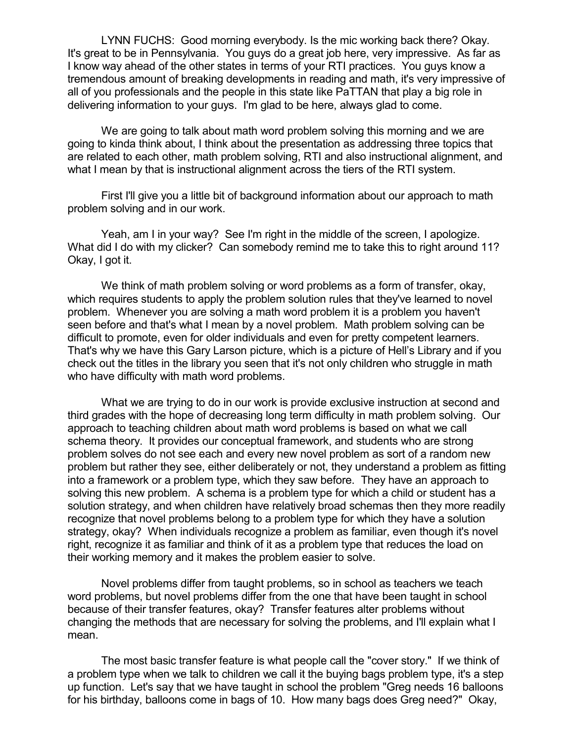LYNN FUCHS: Good morning everybody. Is the mic working back there? Okay. It's great to be in Pennsylvania. You guys do a great job here, very impressive. As far as I know way ahead of the other states in terms of your RTI practices. You guys know a tremendous amount of breaking developments in reading and math, it's very impressive of all of you professionals and the people in this state like PaTTAN that play a big role in delivering information to your guys. I'm glad to be here, always glad to come.

We are going to talk about math word problem solving this morning and we are going to kinda think about, I think about the presentation as addressing three topics that are related to each other, math problem solving, RTI and also instructional alignment, and what I mean by that is instructional alignment across the tiers of the RTI system.

First I'll give you a little bit of background information about our approach to math problem solving and in our work.

Yeah, am I in your way? See I'm right in the middle of the screen, I apologize. What did I do with my clicker? Can somebody remind me to take this to right around 11? Okay, I got it.

We think of math problem solving or word problems as a form of transfer, okay, which requires students to apply the problem solution rules that they've learned to novel problem. Whenever you are solving a math word problem it is a problem you haven't seen before and that's what I mean by a novel problem. Math problem solving can be difficult to promote, even for older individuals and even for pretty competent learners. That's why we have this Gary Larson picture, which is a picture of Hell's Library and if you check out the titles in the library you seen that it's not only children who struggle in math who have difficulty with math word problems.

What we are trying to do in our work is provide exclusive instruction at second and third grades with the hope of decreasing long term difficulty in math problem solving. Our approach to teaching children about math word problems is based on what we call schema theory. It provides our conceptual framework, and students who are strong problem solves do not see each and every new novel problem as sort of a random new problem but rather they see, either deliberately or not, they understand a problem as fitting into a framework or a problem type, which they saw before. They have an approach to solving this new problem. A schema is a problem type for which a child or student has a solution strategy, and when children have relatively broad schemas then they more readily recognize that novel problems belong to a problem type for which they have a solution strategy, okay? When individuals recognize a problem as familiar, even though it's novel right, recognize it as familiar and think of it as a problem type that reduces the load on their working memory and it makes the problem easier to solve.

Novel problems differ from taught problems, so in school as teachers we teach word problems, but novel problems differ from the one that have been taught in school because of their transfer features, okay? Transfer features alter problems without changing the methods that are necessary for solving the problems, and I'll explain what I mean.

The most basic transfer feature is what people call the "cover story." If we think of a problem type when we talk to children we call it the buying bags problem type, it's a step up function. Let's say that we have taught in school the problem "Greg needs 16 balloons for his birthday, balloons come in bags of 10. How many bags does Greg need?" Okay,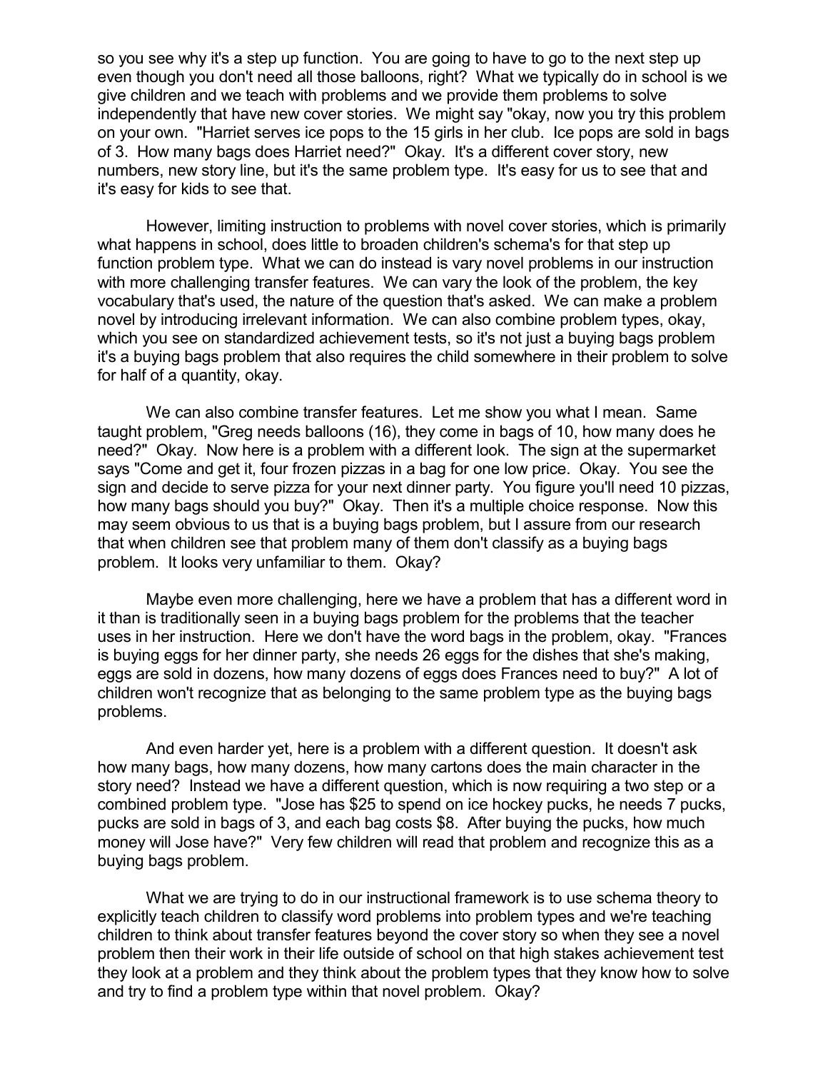so you see why it's a step up function. You are going to have to go to the next step up even though you don't need all those balloons, right? What we typically do in school is we give children and we teach with problems and we provide them problems to solve independently that have new cover stories. We might say "okay, now you try this problem on your own. "Harriet serves ice pops to the 15 girls in her club. Ice pops are sold in bags of 3. How many bags does Harriet need?" Okay. It's a different cover story, new numbers, new story line, but it's the same problem type. It's easy for us to see that and it's easy for kids to see that.

However, limiting instruction to problems with novel cover stories, which is primarily what happens in school, does little to broaden children's schema's for that step up function problem type. What we can do instead is vary novel problems in our instruction with more challenging transfer features. We can vary the look of the problem, the key vocabulary that's used, the nature of the question that's asked. We can make a problem novel by introducing irrelevant information. We can also combine problem types, okay, which you see on standardized achievement tests, so it's not just a buying bags problem it's a buying bags problem that also requires the child somewhere in their problem to solve for half of a quantity, okay.

We can also combine transfer features. Let me show you what I mean. Same taught problem, "Greg needs balloons (16), they come in bags of 10, how many does he need?" Okay. Now here is a problem with a different look. The sign at the supermarket says "Come and get it, four frozen pizzas in a bag for one low price. Okay. You see the sign and decide to serve pizza for your next dinner party. You figure you'll need 10 pizzas, how many bags should you buy?" Okay. Then it's a multiple choice response. Now this may seem obvious to us that is a buying bags problem, but I assure from our research that when children see that problem many of them don't classify as a buying bags problem. It looks very unfamiliar to them. Okay?

Maybe even more challenging, here we have a problem that has a different word in it than is traditionally seen in a buying bags problem for the problems that the teacher uses in her instruction. Here we don't have the word bags in the problem, okay. "Frances is buying eggs for her dinner party, she needs 26 eggs for the dishes that she's making, eggs are sold in dozens, how many dozens of eggs does Frances need to buy?" A lot of children won't recognize that as belonging to the same problem type as the buying bags problems.

And even harder yet, here is a problem with a different question. It doesn't ask how many bags, how many dozens, how many cartons does the main character in the story need? Instead we have a different question, which is now requiring a two step or a combined problem type. "Jose has $25 to spend on ice hockey pucks, he needs 7 pucks, pucks are sold in bags of 3, and each bag costs $8. After buying the pucks, how much money will Jose have?" Very few children will read that problem and recognize this as a buying bags problem.

What we are trying to do in our instructional framework is to use schema theory to explicitly teach children to classify word problems into problem types and we're teaching children to think about transfer features beyond the cover story so when they see a novel problem then their work in their life outside of school on that high stakes achievement test they look at a problem and they think about the problem types that they know how to solve and try to find a problem type within that novel problem. Okay?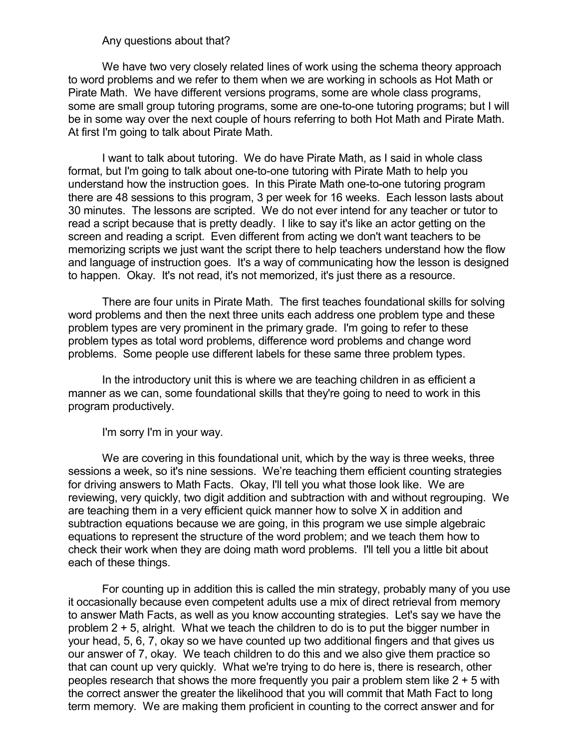Any questions about that?

We have two very closely related lines of work using the schema theory approach to word problems and we refer to them when we are working in schools as Hot Math or Pirate Math. We have different versions programs, some are whole class programs, some are small group tutoring programs, some are one-to-one tutoring programs; but I will be in some way over the next couple of hours referring to both Hot Math and Pirate Math. At first I'm going to talk about Pirate Math.

I want to talk about tutoring. We do have Pirate Math, as I said in whole class format, but I'm going to talk about one-to-one tutoring with Pirate Math to help you understand how the instruction goes. In this Pirate Math one-to-one tutoring program there are 48 sessions to this program, 3 per week for 16 weeks. Each lesson lasts about 30 minutes. The lessons are scripted. We do not ever intend for any teacher or tutor to read a script because that is pretty deadly. I like to say it's like an actor getting on the screen and reading a script. Even different from acting we don't want teachers to be memorizing scripts we just want the script there to help teachers understand how the flow and language of instruction goes. It's a way of communicating how the lesson is designed to happen. Okay. It's not read, it's not memorized, it's just there as a resource.

There are four units in Pirate Math. The first teaches foundational skills for solving word problems and then the next three units each address one problem type and these problem types are very prominent in the primary grade. I'm going to refer to these problem types as total word problems, difference word problems and change word problems. Some people use different labels for these same three problem types.

In the introductory unit this is where we are teaching children in as efficient a manner as we can, some foundational skills that they're going to need to work in this program productively.

I'm sorry I'm in your way.

We are covering in this foundational unit, which by the way is three weeks, three sessions a week, so it's nine sessions. We're teaching them efficient counting strategies for driving answers to Math Facts. Okay, I'll tell you what those look like. We are reviewing, very quickly, two digit addition and subtraction with and without regrouping. We are teaching them in a very efficient quick manner how to solve X in addition and subtraction equations because we are going, in this program we use simple algebraic equations to represent the structure of the word problem; and we teach them how to check their work when they are doing math word problems. I'll tell you a little bit about each of these things.

For counting up in addition this is called the min strategy, probably many of you use it occasionally because even competent adults use a mix of direct retrieval from memory to answer Math Facts, as well as you know accounting strategies. Let's say we have the problem 2 + 5, alright. What we teach the children to do is to put the bigger number in your head, 5, 6, 7, okay so we have counted up two additional fingers and that gives us our answer of 7, okay. We teach children to do this and we also give them practice so that can count up very quickly. What we're trying to do here is, there is research, other peoples research that shows the more frequently you pair a problem stem like 2 + 5 with the correct answer the greater the likelihood that you will commit that Math Fact to long term memory. We are making them proficient in counting to the correct answer and for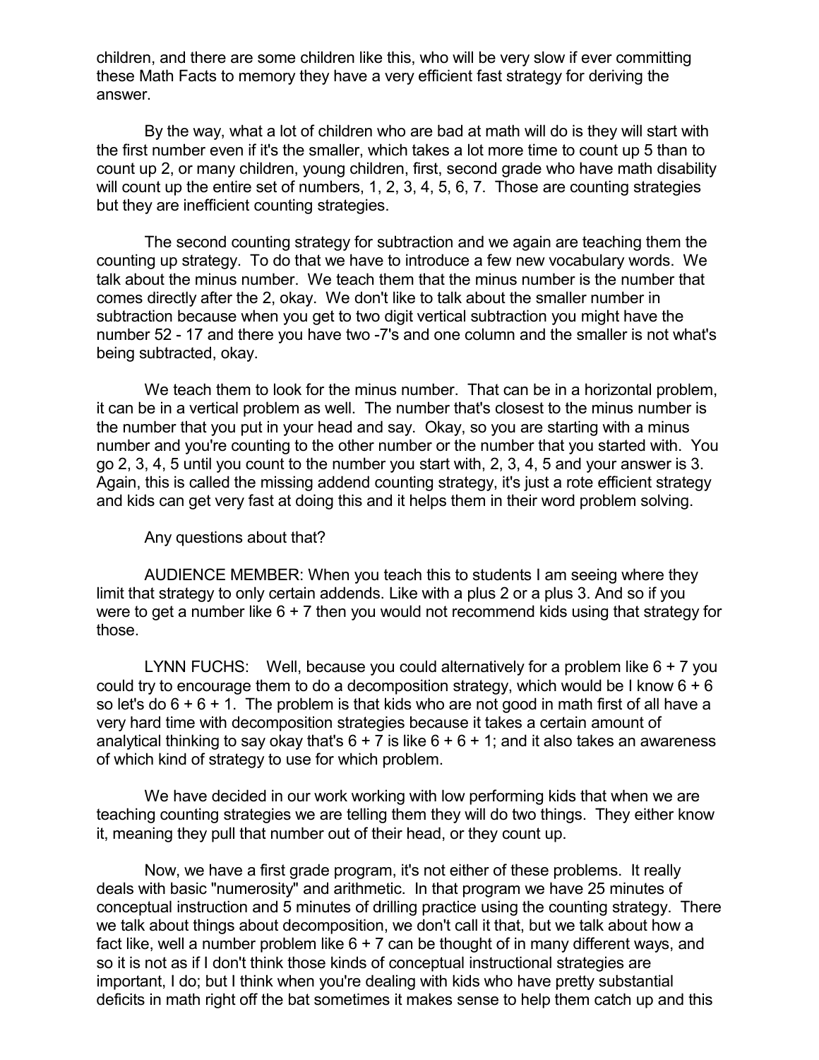children, and there are some children like this, who will be very slow if ever committing these Math Facts to memory they have a very efficient fast strategy for deriving the answer.

By the way, what a lot of children who are bad at math will do is they will start with the first number even if it's the smaller, which takes a lot more time to count up 5 than to count up 2, or many children, young children, first, second grade who have math disability will count up the entire set of numbers, 1, 2, 3, 4, 5, 6, 7. Those are counting strategies but they are inefficient counting strategies.

The second counting strategy for subtraction and we again are teaching them the counting up strategy. To do that we have to introduce a few new vocabulary words. We talk about the minus number. We teach them that the minus number is the number that comes directly after the 2, okay. We don't like to talk about the smaller number in subtraction because when you get to two digit vertical subtraction you might have the number 52 - 17 and there you have two -7's and one column and the smaller is not what's being subtracted, okay.

We teach them to look for the minus number. That can be in a horizontal problem, it can be in a vertical problem as well. The number that's closest to the minus number is the number that you put in your head and say. Okay, so you are starting with a minus number and you're counting to the other number or the number that you started with. You go 2, 3, 4, 5 until you count to the number you start with, 2, 3, 4, 5 and your answer is 3. Again, this is called the missing addend counting strategy, it's just a rote efficient strategy and kids can get very fast at doing this and it helps them in their word problem solving.

Any questions about that?

AUDIENCE MEMBER: When you teach this to students I am seeing where they limit that strategy to only certain addends. Like with a plus 2 or a plus 3. And so if you were to get a number like 6 + 7 then you would not recommend kids using that strategy for those.

LYNN FUCHS: Well, because you could alternatively for a problem like 6 + 7 you could try to encourage them to do a decomposition strategy, which would be I know 6 + 6 so let's do 6 + 6 + 1. The problem is that kids who are not good in math first of all have a very hard time with decomposition strategies because it takes a certain amount of analytical thinking to say okay that's 6 + 7 is like 6 + 6 + 1; and it also takes an awareness of which kind of strategy to use for which problem.

We have decided in our work working with low performing kids that when we are teaching counting strategies we are telling them they will do two things. They either know it, meaning they pull that number out of their head, or they count up.

Now, we have a first grade program, it's not either of these problems. It really deals with basic "numerosity" and arithmetic. In that program we have 25 minutes of conceptual instruction and 5 minutes of drilling practice using the counting strategy. There we talk about things about decomposition, we don't call it that, but we talk about how a fact like, well a number problem like 6 + 7 can be thought of in many different ways, and so it is not as if I don't think those kinds of conceptual instructional strategies are important, I do; but I think when you're dealing with kids who have pretty substantial deficits in math right off the bat sometimes it makes sense to help them catch up and this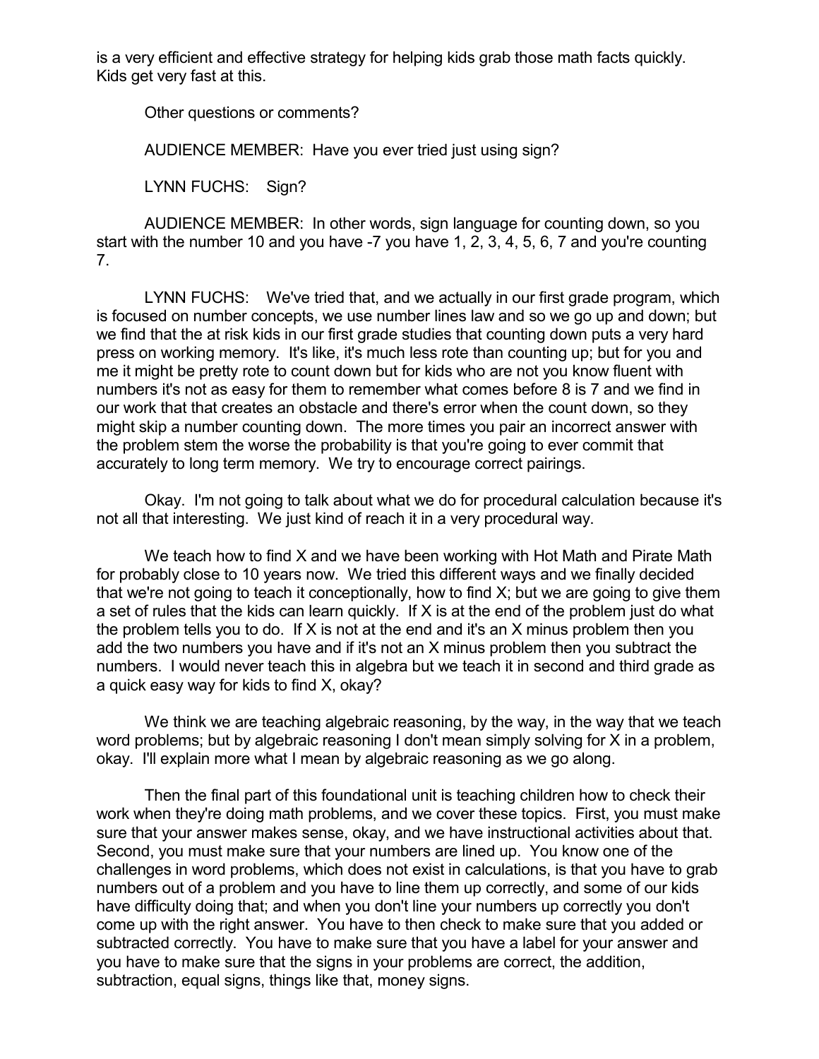is a very efficient and effective strategy for helping kids grab those math facts quickly. Kids get very fast at this.

Other questions or comments?

AUDIENCE MEMBER: Have you ever tried just using sign?

LYNN FUCHS: Sign?

AUDIENCE MEMBER: In other words, sign language for counting down, so you start with the number 10 and you have -7 you have 1, 2, 3, 4, 5, 6, 7 and you're counting 7.

LYNN FUCHS: We've tried that, and we actually in our first grade program, which is focused on number concepts, we use number lines law and so we go up and down; but we find that the at risk kids in our first grade studies that counting down puts a very hard press on working memory. It's like, it's much less rote than counting up; but for you and me it might be pretty rote to count down but for kids who are not you know fluent with numbers it's not as easy for them to remember what comes before 8 is 7 and we find in our work that that creates an obstacle and there's error when the count down, so they might skip a number counting down. The more times you pair an incorrect answer with the problem stem the worse the probability is that you're going to ever commit that accurately to long term memory. We try to encourage correct pairings.

Okay. I'm not going to talk about what we do for procedural calculation because it's not all that interesting. We just kind of reach it in a very procedural way.

We teach how to find X and we have been working with Hot Math and Pirate Math for probably close to 10 years now. We tried this different ways and we finally decided that we're not going to teach it conceptionally, how to find X; but we are going to give them a set of rules that the kids can learn quickly. If X is at the end of the problem just do what the problem tells you to do. If X is not at the end and it's an X minus problem then you add the two numbers you have and if it's not an X minus problem then you subtract the numbers. I would never teach this in algebra but we teach it in second and third grade as a quick easy way for kids to find X, okay?

We think we are teaching algebraic reasoning, by the way, in the way that we teach word problems; but by algebraic reasoning I don't mean simply solving for X in a problem, okay. I'll explain more what I mean by algebraic reasoning as we go along.

Then the final part of this foundational unit is teaching children how to check their work when they're doing math problems, and we cover these topics. First, you must make sure that your answer makes sense, okay, and we have instructional activities about that. Second, you must make sure that your numbers are lined up. You know one of the challenges in word problems, which does not exist in calculations, is that you have to grab numbers out of a problem and you have to line them up correctly, and some of our kids have difficulty doing that; and when you don't line your numbers up correctly you don't come up with the right answer. You have to then check to make sure that you added or subtracted correctly. You have to make sure that you have a label for your answer and you have to make sure that the signs in your problems are correct, the addition, subtraction, equal signs, things like that, money signs.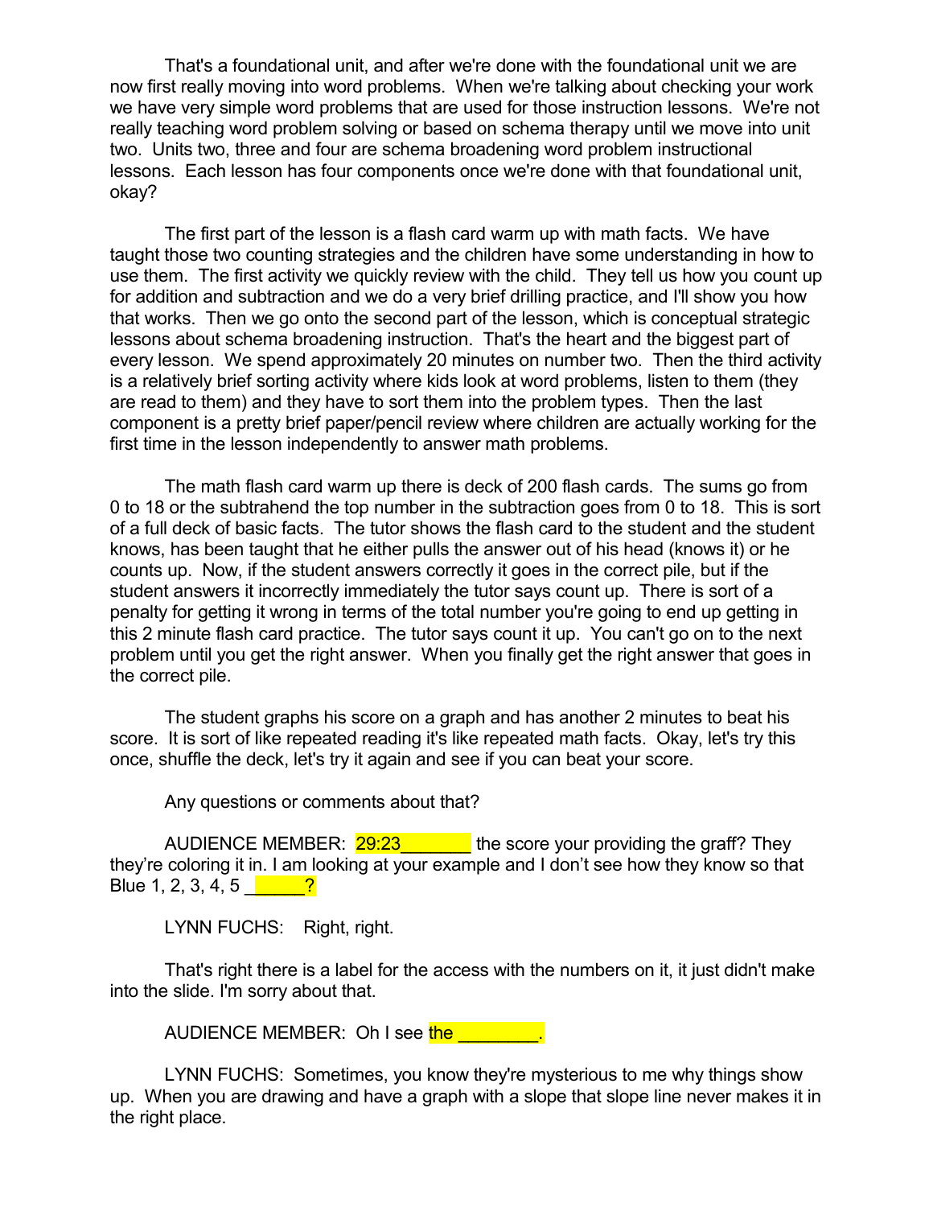That's a foundational unit, and after we're done with the foundational unit we are now first really moving into word problems. When we're talking about checking your work we have very simple word problems that are used for those instruction lessons. We're not really teaching word problem solving or based on schema therapy until we move into unit two. Units two, three and four are schema broadening word problem instructional lessons. Each lesson has four components once we're done with that foundational unit, okay?

The first part of the lesson is a flash card warm up with math facts. We have taught those two counting strategies and the children have some understanding in how to use them. The first activity we quickly review with the child. They tell us how you count up for addition and subtraction and we do a very brief drilling practice, and I'll show you how that works. Then we go onto the second part of the lesson, which is conceptual strategic lessons about schema broadening instruction. That's the heart and the biggest part of every lesson. We spend approximately 20 minutes on number two. Then the third activity is a relatively brief sorting activity where kids look at word problems, listen to them (they are read to them) and they have to sort them into the problem types. Then the last component is a pretty brief paper/pencil review where children are actually working for the first time in the lesson independently to answer math problems.

The math flash card warm up there is deck of 200 flash cards. The sums go from 0 to 18 or the subtrahend the top number in the subtraction goes from 0 to 18. This is sort of a full deck of basic facts. The tutor shows the flash card to the student and the student knows, has been taught that he either pulls the answer out of his head (knows it) or he counts up. Now, if the student answers correctly it goes in the correct pile, but if the student answers it incorrectly immediately the tutor says count up. There is sort of a penalty for getting it wrong in terms of the total number you're going to end up getting in this 2 minute flash card practice. The tutor says count it up. You can't go on to the next problem until you get the right answer. When you finally get the right answer that goes in the correct pile.

The student graphs his score on a graph and has another 2 minutes to beat his score. It is sort of like repeated reading it's like repeated math facts. Okay, let's try this once, shuffle the deck, let's try it again and see if you can beat your score.

Any questions or comments about that?

AUDIENCE MEMBER: 29:23_______ the score your providing the graff? They they're coloring it in. I am looking at your example and I don't see how they know so that Blue 1, 2, 3, 4, 5 ______?

LYNN FUCHS: Right, right.

That's right there is a label for the access with the numbers on it, it just didn't make into the slide. I'm sorry about that.

AUDIENCE MEMBER: Oh I see the ________.

LYNN FUCHS: Sometimes, you know they're mysterious to me why things show up. When you are drawing and have a graph with a slope that slope line never makes it in the right place.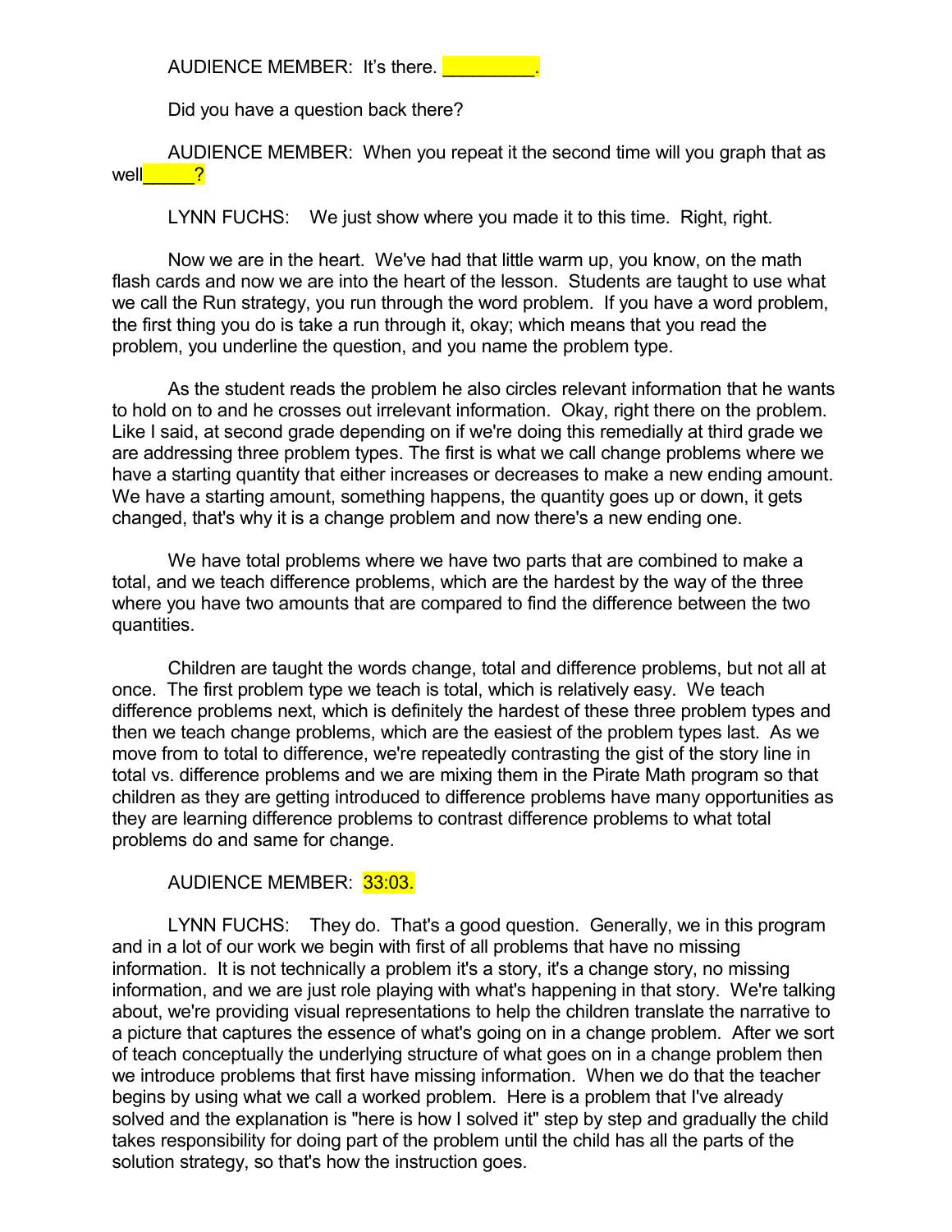AUDIENCE MEMBER: It's there. _________.

Did you have a question back there?

AUDIENCE MEMBER: When you repeat it the second time will you graph that as well_____?

LYNN FUCHS: We just show where you made it to this time. Right, right.

Now we are in the heart. We've had that little warm up, you know, on the math flash cards and now we are into the heart of the lesson. Students are taught to use what we call the Run strategy, you run through the word problem. If you have a word problem, the first thing you do is take a run through it, okay; which means that you read the problem, you underline the question, and you name the problem type.

As the student reads the problem he also circles relevant information that he wants to hold on to and he crosses out irrelevant information. Okay, right there on the problem. Like I said, at second grade depending on if we're doing this remedially at third grade we are addressing three problem types. The first is what we call change problems where we have a starting quantity that either increases or decreases to make a new ending amount. We have a starting amount, something happens, the quantity goes up or down, it gets changed, that's why it is a change problem and now there's a new ending one.

We have total problems where we have two parts that are combined to make a total, and we teach difference problems, which are the hardest by the way of the three where you have two amounts that are compared to find the difference between the two quantities.

Children are taught the words change, total and difference problems, but not all at once. The first problem type we teach is total, which is relatively easy. We teach difference problems next, which is definitely the hardest of these three problem types and then we teach change problems, which are the easiest of the problem types last. As we move from to total to difference, we're repeatedly contrasting the gist of the story line in total vs. difference problems and we are mixing them in the Pirate Math program so that children as they are getting introduced to difference problems have many opportunities as they are learning difference problems to contrast difference problems to what total problems do and same for change.

AUDIENCE MEMBER: 33:03.

LYNN FUCHS: They do. That's a good question. Generally, we in this program and in a lot of our work we begin with first of all problems that have no missing information. It is not technically a problem it's a story, it's a change story, no missing information, and we are just role playing with what's happening in that story. We're talking about, we're providing visual representations to help the children translate the narrative to a picture that captures the essence of what's going on in a change problem. After we sort of teach conceptually the underlying structure of what goes on in a change problem then we introduce problems that first have missing information. When we do that the teacher begins by using what we call a worked problem. Here is a problem that I've already solved and the explanation is "here is how I solved it" step by step and gradually the child takes responsibility for doing part of the problem until the child has all the parts of the solution strategy, so that's how the instruction goes.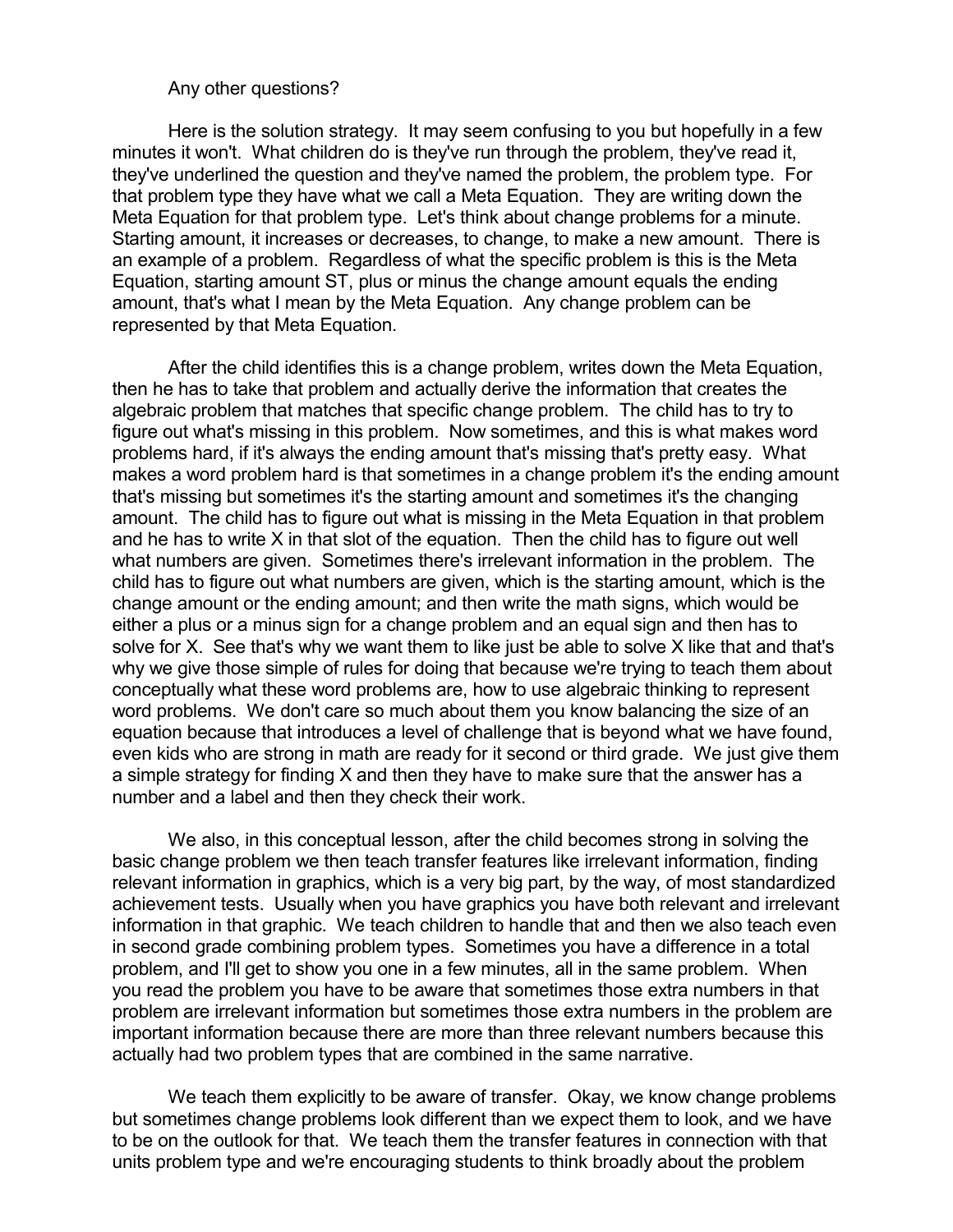Any other questions?

Here is the solution strategy. It may seem confusing to you but hopefully in a few minutes it won't. What children do is they've run through the problem, they've read it, they've underlined the question and they've named the problem, the problem type. For that problem type they have what we call a Meta Equation. They are writing down the Meta Equation for that problem type. Let's think about change problems for a minute. Starting amount, it increases or decreases, to change, to make a new amount. There is an example of a problem. Regardless of what the specific problem is this is the Meta Equation, starting amount ST, plus or minus the change amount equals the ending amount, that's what I mean by the Meta Equation. Any change problem can be represented by that Meta Equation.

After the child identifies this is a change problem, writes down the Meta Equation, then he has to take that problem and actually derive the information that creates the algebraic problem that matches that specific change problem. The child has to try to figure out what's missing in this problem. Now sometimes, and this is what makes word problems hard, if it's always the ending amount that's missing that's pretty easy. What makes a word problem hard is that sometimes in a change problem it's the ending amount that's missing but sometimes it's the starting amount and sometimes it's the changing amount. The child has to figure out what is missing in the Meta Equation in that problem and he has to write X in that slot of the equation. Then the child has to figure out well what numbers are given. Sometimes there's irrelevant information in the problem. The child has to figure out what numbers are given, which is the starting amount, which is the change amount or the ending amount; and then write the math signs, which would be either a plus or a minus sign for a change problem and an equal sign and then has to solve for X. See that's why we want them to like just be able to solve X like that and that's why we give those simple of rules for doing that because we're trying to teach them about conceptually what these word problems are, how to use algebraic thinking to represent word problems. We don't care so much about them you know balancing the size of an equation because that introduces a level of challenge that is beyond what we have found, even kids who are strong in math are ready for it second or third grade. We just give them a simple strategy for finding X and then they have to make sure that the answer has a number and a label and then they check their work.

We also, in this conceptual lesson, after the child becomes strong in solving the basic change problem we then teach transfer features like irrelevant information, finding relevant information in graphics, which is a very big part, by the way, of most standardized achievement tests. Usually when you have graphics you have both relevant and irrelevant information in that graphic. We teach children to handle that and then we also teach even in second grade combining problem types. Sometimes you have a difference in a total problem, and I'll get to show you one in a few minutes, all in the same problem. When you read the problem you have to be aware that sometimes those extra numbers in that problem are irrelevant information but sometimes those extra numbers in the problem are important information because there are more than three relevant numbers because this actually had two problem types that are combined in the same narrative.

We teach them explicitly to be aware of transfer. Okay, we know change problems but sometimes change problems look different than we expect them to look, and we have to be on the outlook for that. We teach them the transfer features in connection with that units problem type and we're encouraging students to think broadly about the problem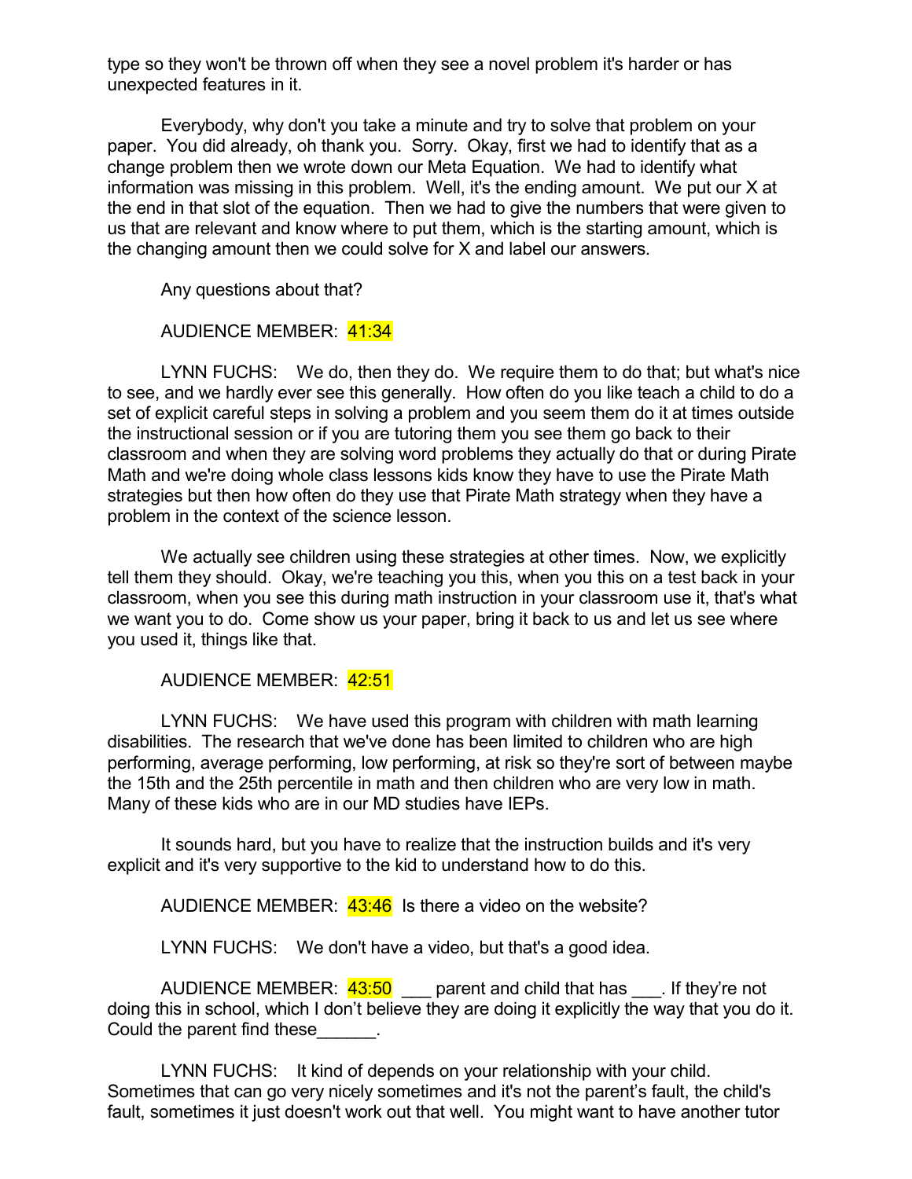type so they won't be thrown off when they see a novel problem it's harder or has unexpected features in it.

Everybody, why don't you take a minute and try to solve that problem on your paper. You did already, oh thank you. Sorry. Okay, first we had to identify that as a change problem then we wrote down our Meta Equation. We had to identify what information was missing in this problem. Well, it's the ending amount. We put our X at the end in that slot of the equation. Then we had to give the numbers that were given to us that are relevant and know where to put them, which is the starting amount, which is the changing amount then we could solve for X and label our answers.

Any questions about that?

AUDIENCE MEMBER: 41:34

LYNN FUCHS: We do, then they do. We require them to do that; but what's nice to see, and we hardly ever see this generally. How often do you like teach a child to do a set of explicit careful steps in solving a problem and you seem them do it at times outside the instructional session or if you are tutoring them you see them go back to their classroom and when they are solving word problems they actually do that or during Pirate Math and we're doing whole class lessons kids know they have to use the Pirate Math strategies but then how often do they use that Pirate Math strategy when they have a problem in the context of the science lesson.

We actually see children using these strategies at other times. Now, we explicitly tell them they should. Okay, we're teaching you this, when you this on a test back in your classroom, when you see this during math instruction in your classroom use it, that's what we want you to do. Come show us your paper, bring it back to us and let us see where you used it, things like that.

AUDIENCE MEMBER: 42:51

LYNN FUCHS: We have used this program with children with math learning disabilities. The research that we've done has been limited to children who are high performing, average performing, low performing, at risk so they're sort of between maybe the 15th and the 25th percentile in math and then children who are very low in math. Many of these kids who are in our MD studies have IEPs.

It sounds hard, but you have to realize that the instruction builds and it's very explicit and it's very supportive to the kid to understand how to do this.

AUDIENCE MEMBER: 43:46 Is there a video on the website?

LYNN FUCHS: We don't have a video, but that's a good idea.

AUDIENCE MEMBER: 43:50 ___ parent and child that has ___. If they're not doing this in school, which I don't believe they are doing it explicitly the way that you do it. Could the parent find these______.

LYNN FUCHS: It kind of depends on your relationship with your child. Sometimes that can go very nicely sometimes and it's not the parent's fault, the child's fault, sometimes it just doesn't work out that well. You might want to have another tutor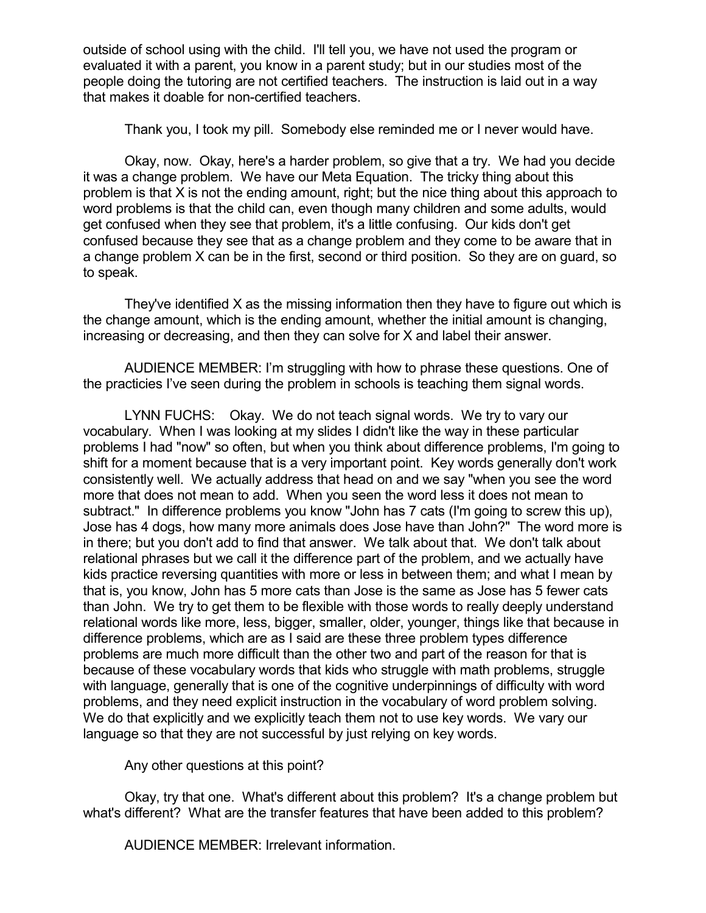outside of school using with the child. I'll tell you, we have not used the program or evaluated it with a parent, you know in a parent study; but in our studies most of the people doing the tutoring are not certified teachers. The instruction is laid out in a way that makes it doable for non-certified teachers.

Thank you, I took my pill. Somebody else reminded me or I never would have.

Okay, now. Okay, here's a harder problem, so give that a try. We had you decide it was a change problem. We have our Meta Equation. The tricky thing about this problem is that X is not the ending amount, right; but the nice thing about this approach to word problems is that the child can, even though many children and some adults, would get confused when they see that problem, it's a little confusing. Our kids don't get confused because they see that as a change problem and they come to be aware that in a change problem X can be in the first, second or third position. So they are on guard, so to speak.

They've identified X as the missing information then they have to figure out which is the change amount, which is the ending amount, whether the initial amount is changing, increasing or decreasing, and then they can solve for X and label their answer.

AUDIENCE MEMBER: I'm struggling with how to phrase these questions. One of the practicies I've seen during the problem in schools is teaching them signal words.

LYNN FUCHS: Okay. We do not teach signal words. We try to vary our vocabulary. When I was looking at my slides I didn't like the way in these particular problems I had "now" so often, but when you think about difference problems, I'm going to shift for a moment because that is a very important point. Key words generally don't work consistently well. We actually address that head on and we say "when you see the word more that does not mean to add. When you seen the word less it does not mean to subtract." In difference problems you know "John has 7 cats (I'm going to screw this up), Jose has 4 dogs, how many more animals does Jose have than John?" The word more is in there; but you don't add to find that answer. We talk about that. We don't talk about relational phrases but we call it the difference part of the problem, and we actually have kids practice reversing quantities with more or less in between them; and what I mean by that is, you know, John has 5 more cats than Jose is the same as Jose has 5 fewer cats than John. We try to get them to be flexible with those words to really deeply understand relational words like more, less, bigger, smaller, older, younger, things like that because in difference problems, which are as I said are these three problem types difference problems are much more difficult than the other two and part of the reason for that is because of these vocabulary words that kids who struggle with math problems, struggle with language, generally that is one of the cognitive underpinnings of difficulty with word problems, and they need explicit instruction in the vocabulary of word problem solving. We do that explicitly and we explicitly teach them not to use key words. We vary our language so that they are not successful by just relying on key words.

Any other questions at this point?

Okay, try that one. What's different about this problem? It's a change problem but what's different? What are the transfer features that have been added to this problem?

AUDIENCE MEMBER: Irrelevant information.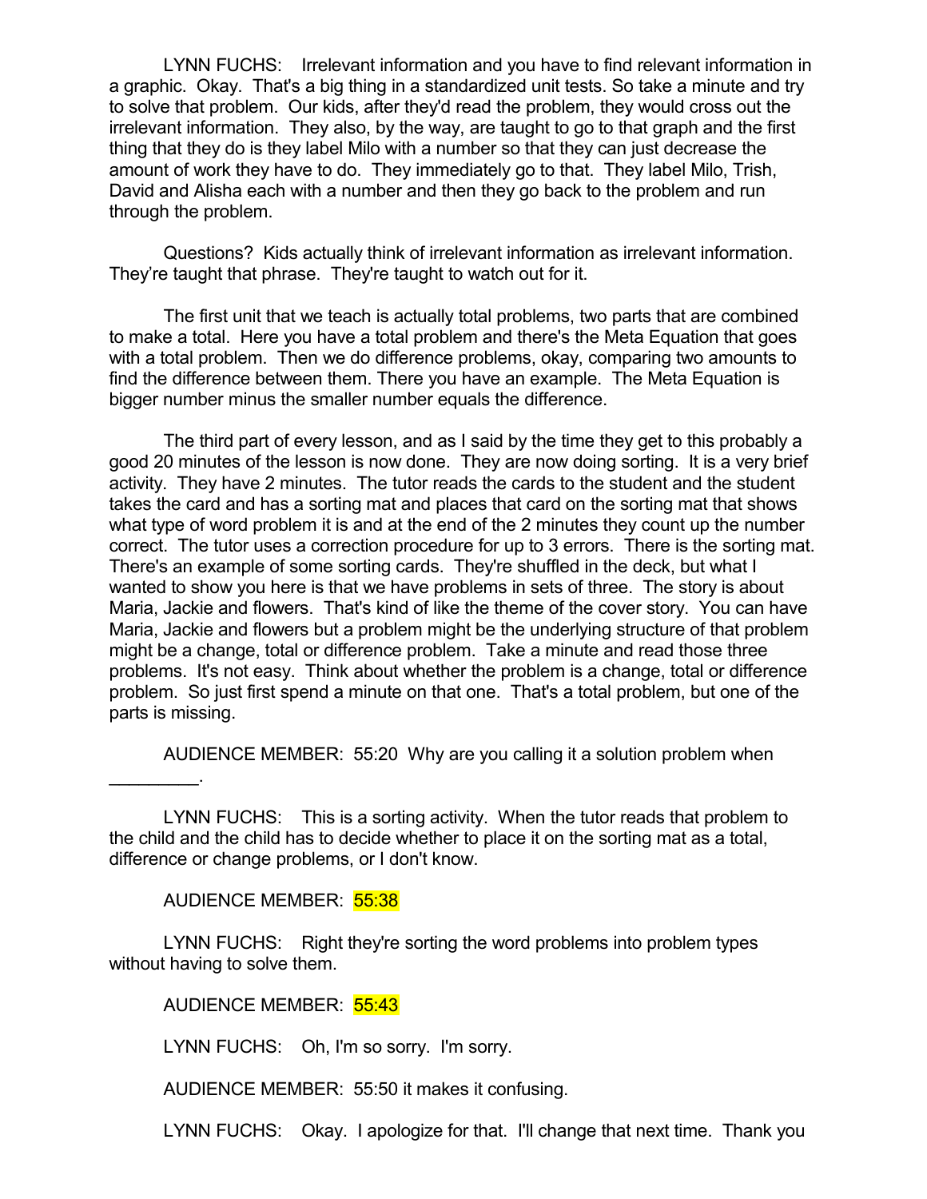LYNN FUCHS: Irrelevant information and you have to find relevant information in a graphic. Okay. That's a big thing in a standardized unit tests. So take a minute and try to solve that problem. Our kids, after they'd read the problem, they would cross out the irrelevant information. They also, by the way, are taught to go to that graph and the first thing that they do is they label Milo with a number so that they can just decrease the amount of work they have to do. They immediately go to that. They label Milo, Trish, David and Alisha each with a number and then they go back to the problem and run through the problem.

Questions? Kids actually think of irrelevant information as irrelevant information. They're taught that phrase. They're taught to watch out for it.

The first unit that we teach is actually total problems, two parts that are combined to make a total. Here you have a total problem and there's the Meta Equation that goes with a total problem. Then we do difference problems, okay, comparing two amounts to find the difference between them. There you have an example. The Meta Equation is bigger number minus the smaller number equals the difference.

The third part of every lesson, and as I said by the time they get to this probably a good 20 minutes of the lesson is now done. They are now doing sorting. It is a very brief activity. They have 2 minutes. The tutor reads the cards to the student and the student takes the card and has a sorting mat and places that card on the sorting mat that shows what type of word problem it is and at the end of the 2 minutes they count up the number correct. The tutor uses a correction procedure for up to 3 errors. There is the sorting mat. There's an example of some sorting cards. They're shuffled in the deck, but what I wanted to show you here is that we have problems in sets of three. The story is about Maria, Jackie and flowers. That's kind of like the theme of the cover story. You can have Maria, Jackie and flowers but a problem might be the underlying structure of that problem might be a change, total or difference problem. Take a minute and read those three problems. It's not easy. Think about whether the problem is a change, total or difference problem. So just first spend a minute on that one. That's a total problem, but one of the parts is missing.

AUDIENCE MEMBER: 55:20 Why are you calling it a solution problem when _________.

LYNN FUCHS: This is a sorting activity. When the tutor reads that problem to the child and the child has to decide whether to place it on the sorting mat as a total, difference or change problems, or I don't know.

AUDIENCE MEMBER: 55:38

LYNN FUCHS: Right they're sorting the word problems into problem types without having to solve them.

AUDIENCE MEMBER: 55:43

LYNN FUCHS: Oh, I'm so sorry. I'm sorry.

AUDIENCE MEMBER: 55:50 it makes it confusing.

LYNN FUCHS: Okay. I apologize for that. I'll change that next time. Thank you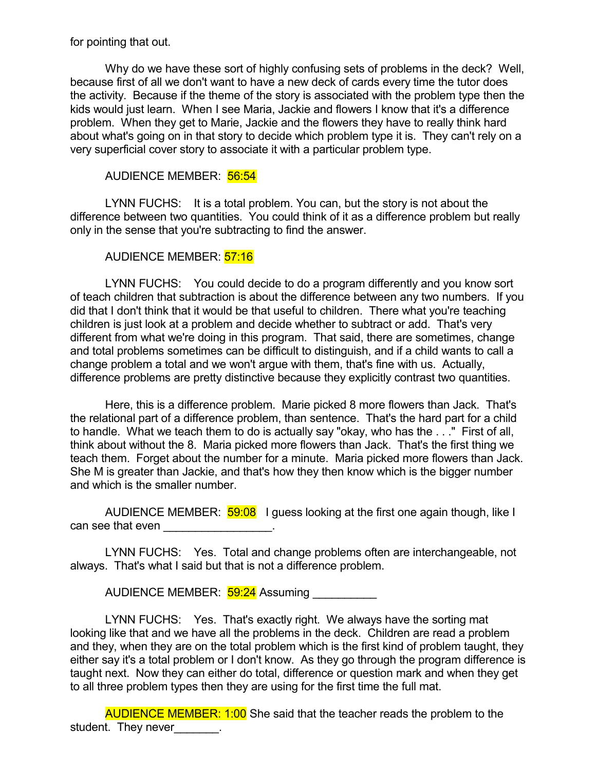for pointing that out.

Why do we have these sort of highly confusing sets of problems in the deck? Well, because first of all we don't want to have a new deck of cards every time the tutor does the activity. Because if the theme of the story is associated with the problem type then the kids would just learn. When I see Maria, Jackie and flowers I know that it's a difference problem. When they get to Marie, Jackie and the flowers they have to really think hard about what's going on in that story to decide which problem type it is. They can't rely on a very superficial cover story to associate it with a particular problem type.

AUDIENCE MEMBER: 56:54

LYNN FUCHS: It is a total problem. You can, but the story is not about the difference between two quantities. You could think of it as a difference problem but really only in the sense that you're subtracting to find the answer.

AUDIENCE MEMBER: 57:16

LYNN FUCHS: You could decide to do a program differently and you know sort of teach children that subtraction is about the difference between any two numbers. If you did that I don't think that it would be that useful to children. There what you're teaching children is just look at a problem and decide whether to subtract or add. That's very different from what we're doing in this program. That said, there are sometimes, change and total problems sometimes can be difficult to distinguish, and if a child wants to call a change problem a total and we won't argue with them, that's fine with us. Actually, difference problems are pretty distinctive because they explicitly contrast two quantities.

Here, this is a difference problem. Marie picked 8 more flowers than Jack. That's the relational part of a difference problem, than sentence. That's the hard part for a child to handle. What we teach them to do is actually say "okay, who has the . . ." First of all, think about without the 8. Maria picked more flowers than Jack. That's the first thing we teach them. Forget about the number for a minute. Maria picked more flowers than Jack. She M is greater than Jackie, and that's how they then know which is the bigger number and which is the smaller number.

AUDIENCE MEMBER: 59:08 I guess looking at the first one again though, like I can see that even _________________.

LYNN FUCHS: Yes. Total and change problems often are interchangeable, not always. That's what I said but that is not a difference problem.

AUDIENCE MEMBER: 59:24 Assuming __________

LYNN FUCHS: Yes. That's exactly right. We always have the sorting mat looking like that and we have all the problems in the deck. Children are read a problem and they, when they are on the total problem which is the first kind of problem taught, they either say it's a total problem or I don't know. As they go through the program difference is taught next. Now they can either do total, difference or question mark and when they get to all three problem types then they are using for the first time the full mat.

AUDIENCE MEMBER: 1:00 She said that the teacher reads the problem to the student. They never_______.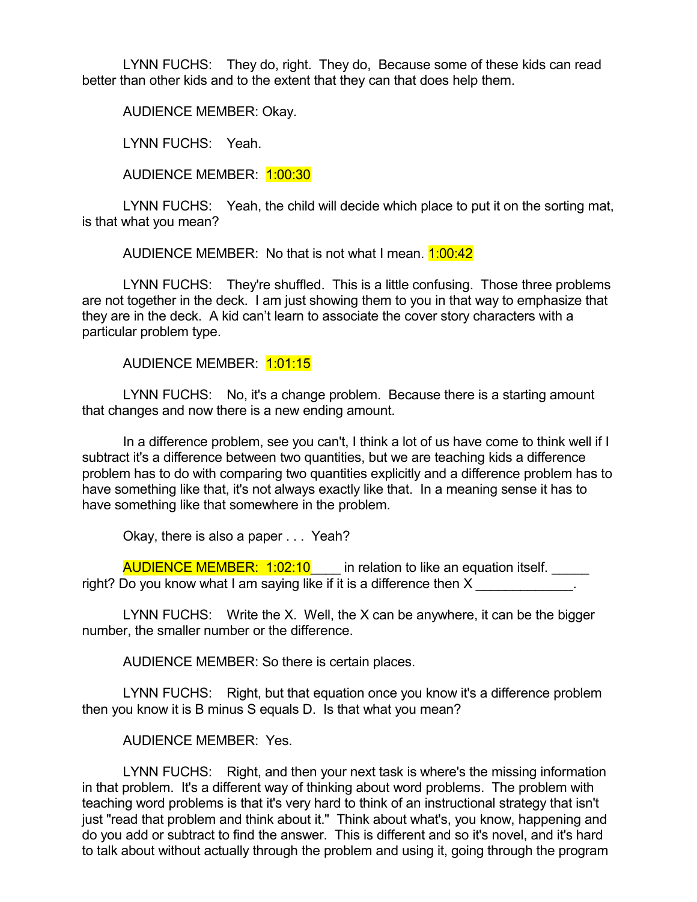LYNN FUCHS: They do, right. They do, Because some of these kids can read better than other kids and to the extent that they can that does help them.

AUDIENCE MEMBER: Okay.

LYNN FUCHS: Yeah.

AUDIENCE MEMBER: 1:00:30

LYNN FUCHS: Yeah, the child will decide which place to put it on the sorting mat, is that what you mean?

AUDIENCE MEMBER: No that is not what I mean. 1:00:42

LYNN FUCHS: They're shuffled. This is a little confusing. Those three problems are not together in the deck. I am just showing them to you in that way to emphasize that they are in the deck. A kid can't learn to associate the cover story characters with a particular problem type.

AUDIENCE MEMBER: 1:01:15

LYNN FUCHS: No, it's a change problem. Because there is a starting amount that changes and now there is a new ending amount.

In a difference problem, see you can't, I think a lot of us have come to think well if I subtract it's a difference between two quantities, but we are teaching kids a difference problem has to do with comparing two quantities explicitly and a difference problem has to have something like that, it's not always exactly like that. In a meaning sense it has to have something like that somewhere in the problem.

Okay, there is also a paper . . . Yeah?

AUDIENCE MEMBER: 1:02:10____ in relation to like an equation itself. _____ right? Do you know what I am saying like if it is a difference then X _____________.

LYNN FUCHS: Write the X. Well, the X can be anywhere, it can be the bigger number, the smaller number or the difference.

AUDIENCE MEMBER: So there is certain places.

LYNN FUCHS: Right, but that equation once you know it's a difference problem then you know it is B minus S equals D. Is that what you mean?

AUDIENCE MEMBER: Yes.

LYNN FUCHS: Right, and then your next task is where's the missing information in that problem. It's a different way of thinking about word problems. The problem with teaching word problems is that it's very hard to think of an instructional strategy that isn't just "read that problem and think about it." Think about what's, you know, happening and do you add or subtract to find the answer. This is different and so it's novel, and it's hard to talk about without actually through the problem and using it, going through the program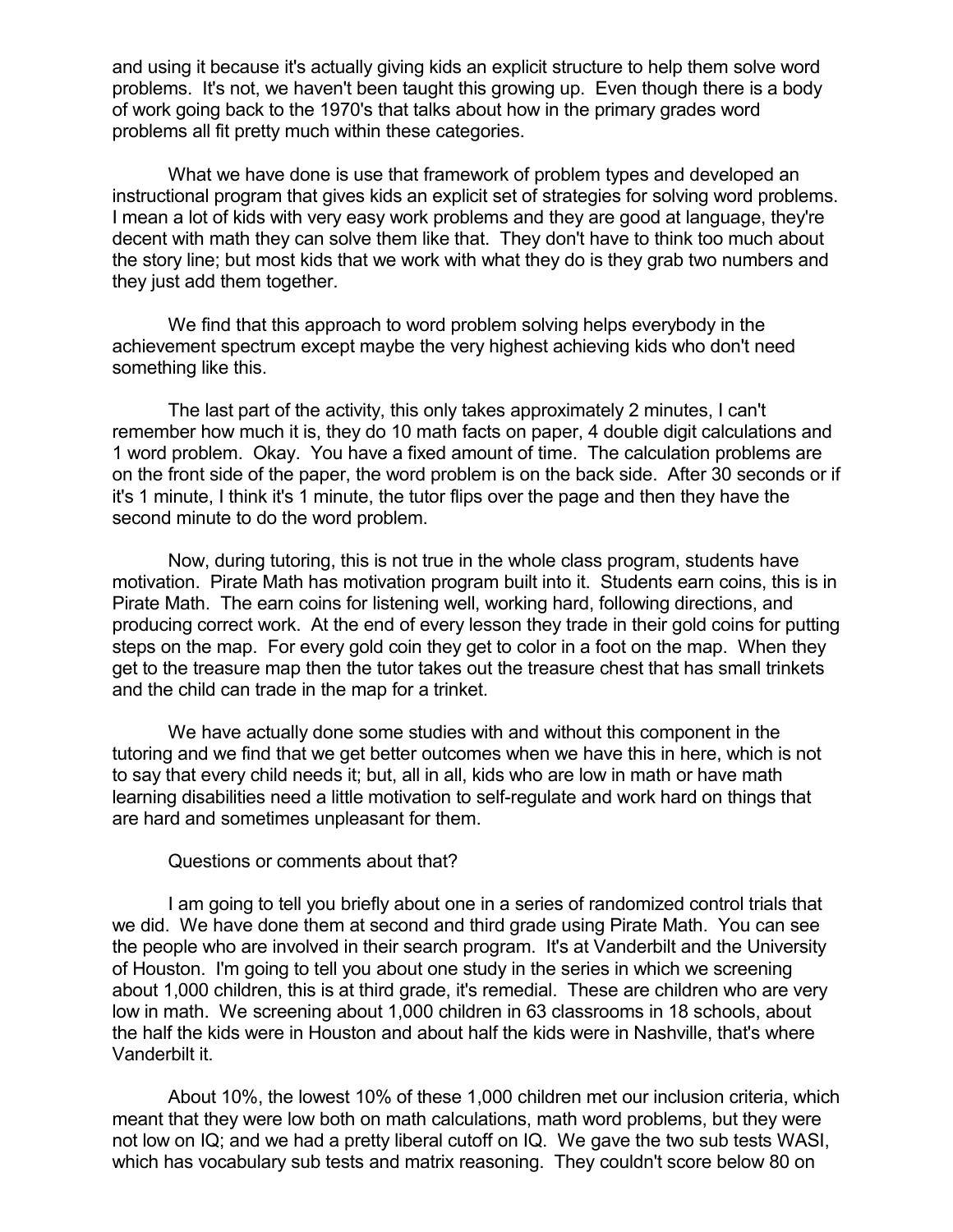and using it because it's actually giving kids an explicit structure to help them solve word problems. It's not, we haven't been taught this growing up. Even though there is a body of work going back to the 1970's that talks about how in the primary grades word problems all fit pretty much within these categories.

What we have done is use that framework of problem types and developed an instructional program that gives kids an explicit set of strategies for solving word problems. I mean a lot of kids with very easy work problems and they are good at language, they're decent with math they can solve them like that. They don't have to think too much about the story line; but most kids that we work with what they do is they grab two numbers and they just add them together.

We find that this approach to word problem solving helps everybody in the achievement spectrum except maybe the very highest achieving kids who don't need something like this.

The last part of the activity, this only takes approximately 2 minutes, I can't remember how much it is, they do 10 math facts on paper, 4 double digit calculations and 1 word problem. Okay. You have a fixed amount of time. The calculation problems are on the front side of the paper, the word problem is on the back side. After 30 seconds or if it's 1 minute, I think it's 1 minute, the tutor flips over the page and then they have the second minute to do the word problem.

Now, during tutoring, this is not true in the whole class program, students have motivation. Pirate Math has motivation program built into it. Students earn coins, this is in Pirate Math. The earn coins for listening well, working hard, following directions, and producing correct work. At the end of every lesson they trade in their gold coins for putting steps on the map. For every gold coin they get to color in a foot on the map. When they get to the treasure map then the tutor takes out the treasure chest that has small trinkets and the child can trade in the map for a trinket.

We have actually done some studies with and without this component in the tutoring and we find that we get better outcomes when we have this in here, which is not to say that every child needs it; but, all in all, kids who are low in math or have math learning disabilities need a little motivation to self-regulate and work hard on things that are hard and sometimes unpleasant for them.

Questions or comments about that?

I am going to tell you briefly about one in a series of randomized control trials that we did. We have done them at second and third grade using Pirate Math. You can see the people who are involved in their search program. It's at Vanderbilt and the University of Houston. I'm going to tell you about one study in the series in which we screening about 1,000 children, this is at third grade, it's remedial. These are children who are very low in math. We screening about 1,000 children in 63 classrooms in 18 schools, about the half the kids were in Houston and about half the kids were in Nashville, that's where Vanderbilt it.

About 10%, the lowest 10% of these 1,000 children met our inclusion criteria, which meant that they were low both on math calculations, math word problems, but they were not low on IQ; and we had a pretty liberal cutoff on IQ. We gave the two sub tests WASI, which has vocabulary sub tests and matrix reasoning. They couldn't score below 80 on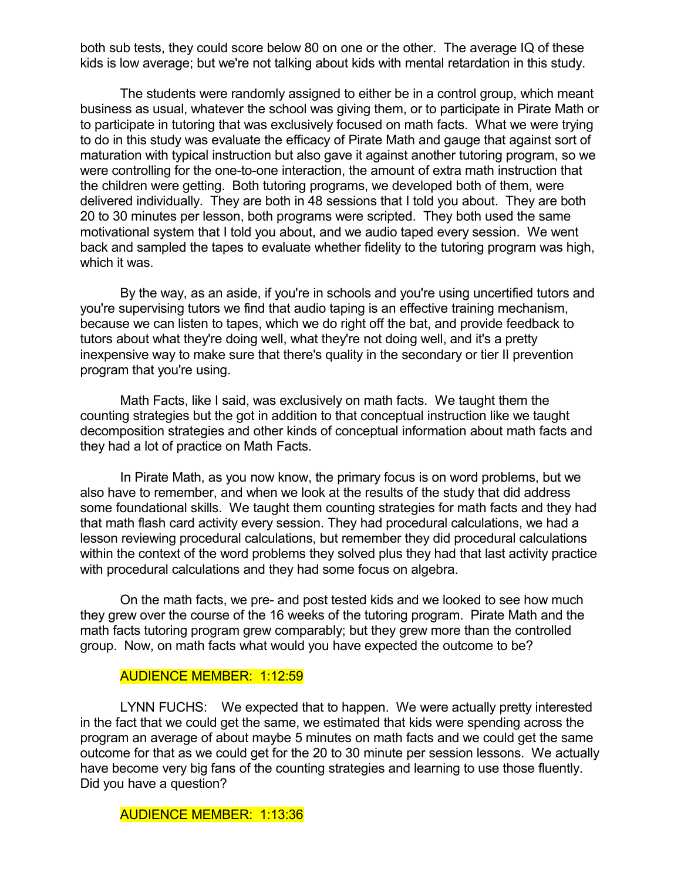both sub tests, they could score below 80 on one or the other. The average IQ of these kids is low average; but we're not talking about kids with mental retardation in this study.

The students were randomly assigned to either be in a control group, which meant business as usual, whatever the school was giving them, or to participate in Pirate Math or to participate in tutoring that was exclusively focused on math facts. What we were trying to do in this study was evaluate the efficacy of Pirate Math and gauge that against sort of maturation with typical instruction but also gave it against another tutoring program, so we were controlling for the one-to-one interaction, the amount of extra math instruction that the children were getting. Both tutoring programs, we developed both of them, were delivered individually. They are both in 48 sessions that I told you about. They are both 20 to 30 minutes per lesson, both programs were scripted. They both used the same motivational system that I told you about, and we audio taped every session. We went back and sampled the tapes to evaluate whether fidelity to the tutoring program was high, which it was.

By the way, as an aside, if you're in schools and you're using uncertified tutors and you're supervising tutors we find that audio taping is an effective training mechanism, because we can listen to tapes, which we do right off the bat, and provide feedback to tutors about what they're doing well, what they're not doing well, and it's a pretty inexpensive way to make sure that there's quality in the secondary or tier II prevention program that you're using.

Math Facts, like I said, was exclusively on math facts. We taught them the counting strategies but the got in addition to that conceptual instruction like we taught decomposition strategies and other kinds of conceptual information about math facts and they had a lot of practice on Math Facts.

In Pirate Math, as you now know, the primary focus is on word problems, but we also have to remember, and when we look at the results of the study that did address some foundational skills. We taught them counting strategies for math facts and they had that math flash card activity every session. They had procedural calculations, we had a lesson reviewing procedural calculations, but remember they did procedural calculations within the context of the word problems they solved plus they had that last activity practice with procedural calculations and they had some focus on algebra.

On the math facts, we pre- and post tested kids and we looked to see how much they grew over the course of the 16 weeks of the tutoring program. Pirate Math and the math facts tutoring program grew comparably; but they grew more than the controlled group. Now, on math facts what would you have expected the outcome to be?

AUDIENCE MEMBER: 1:12:59

LYNN FUCHS: We expected that to happen. We were actually pretty interested in the fact that we could get the same, we estimated that kids were spending across the program an average of about maybe 5 minutes on math facts and we could get the same outcome for that as we could get for the 20 to 30 minute per session lessons. We actually have become very big fans of the counting strategies and learning to use those fluently. Did you have a question?

AUDIENCE MEMBER: 1:13:36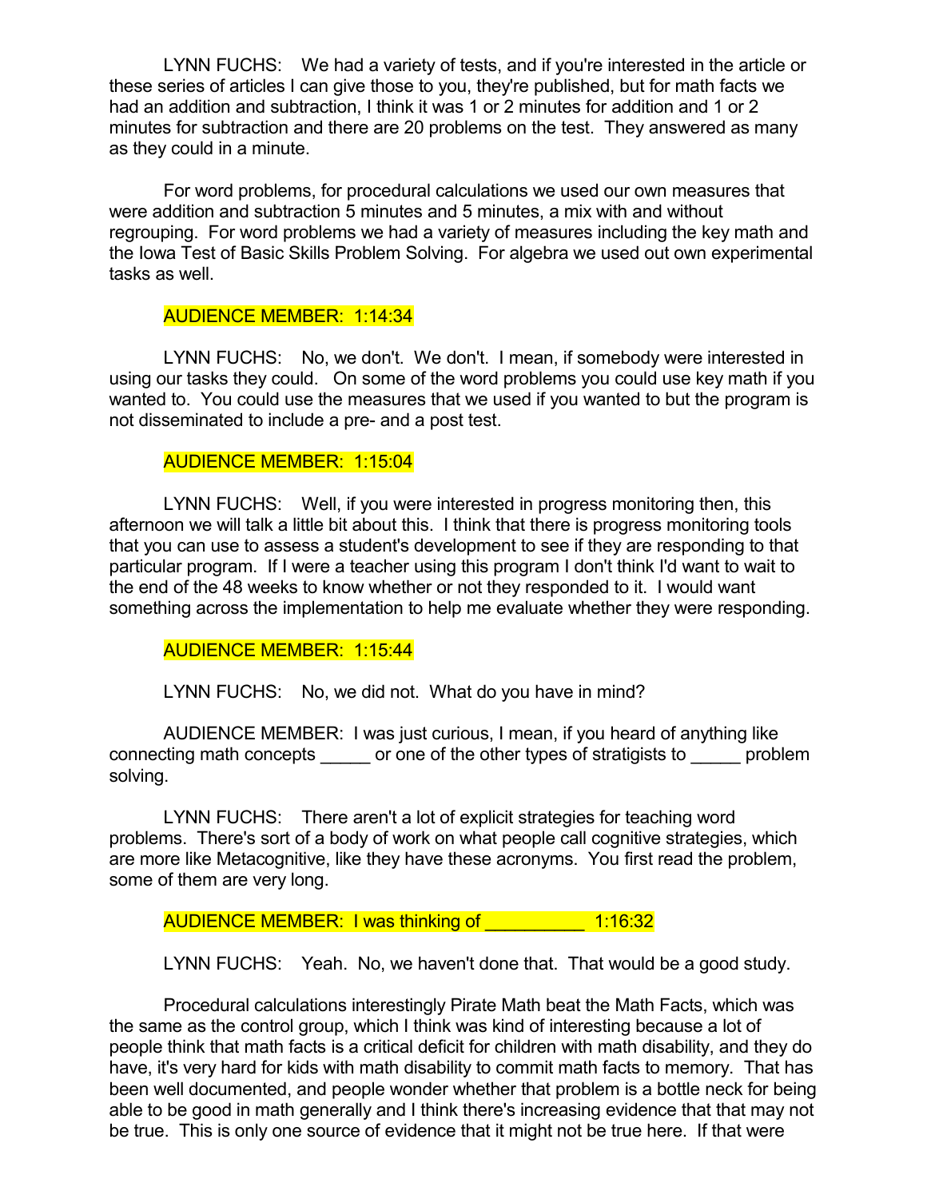LYNN FUCHS: We had a variety of tests, and if you're interested in the article or these series of articles I can give those to you, they're published, but for math facts we had an addition and subtraction, I think it was 1 or 2 minutes for addition and 1 or 2 minutes for subtraction and there are 20 problems on the test. They answered as many as they could in a minute.

For word problems, for procedural calculations we used our own measures that were addition and subtraction 5 minutes and 5 minutes, a mix with and without regrouping. For word problems we had a variety of measures including the key math and the Iowa Test of Basic Skills Problem Solving. For algebra we used out own experimental tasks as well.

AUDIENCE MEMBER: 1:14:34

LYNN FUCHS: No, we don't. We don't. I mean, if somebody were interested in using our tasks they could. On some of the word problems you could use key math if you wanted to. You could use the measures that we used if you wanted to but the program is not disseminated to include a pre- and a post test.

AUDIENCE MEMBER: 1:15:04

LYNN FUCHS: Well, if you were interested in progress monitoring then, this afternoon we will talk a little bit about this. I think that there is progress monitoring tools that you can use to assess a student's development to see if they are responding to that particular program. If I were a teacher using this program I don't think I'd want to wait to the end of the 48 weeks to know whether or not they responded to it. I would want something across the implementation to help me evaluate whether they were responding.

AUDIENCE MEMBER: 1:15:44

LYNN FUCHS: No, we did not. What do you have in mind?

AUDIENCE MEMBER: I was just curious, I mean, if you heard of anything like connecting math concepts _____ or one of the other types of stratigists to _____ problem solving.

LYNN FUCHS: There aren't a lot of explicit strategies for teaching word problems. There's sort of a body of work on what people call cognitive strategies, which are more like Metacognitive, like they have these acronyms. You first read the problem, some of them are very long.

AUDIENCE MEMBER: I was thinking of __________ 1:16:32

LYNN FUCHS: Yeah. No, we haven't done that. That would be a good study.

Procedural calculations interestingly Pirate Math beat the Math Facts, which was the same as the control group, which I think was kind of interesting because a lot of people think that math facts is a critical deficit for children with math disability, and they do have, it's very hard for kids with math disability to commit math facts to memory. That has been well documented, and people wonder whether that problem is a bottle neck for being able to be good in math generally and I think there's increasing evidence that that may not be true. This is only one source of evidence that it might not be true here. If that were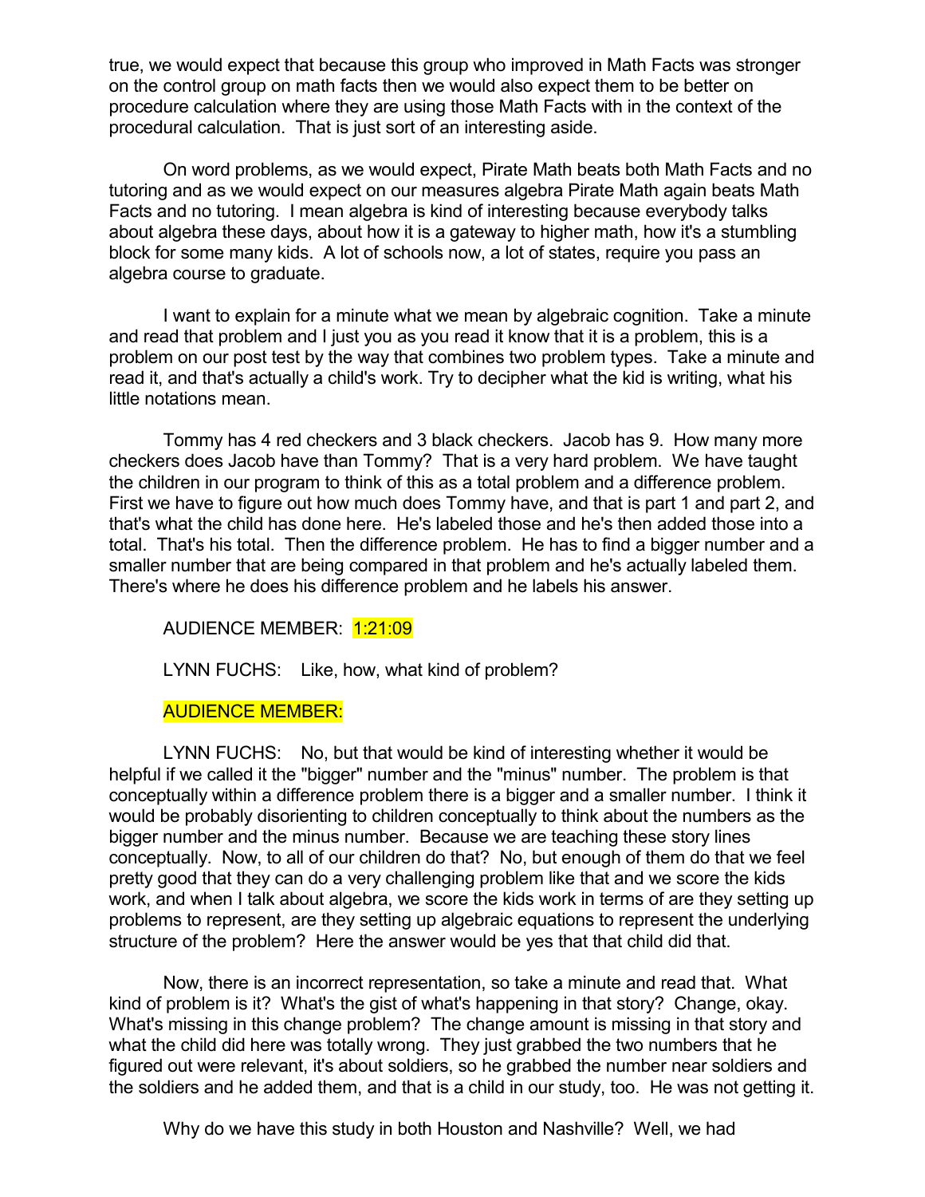true, we would expect that because this group who improved in Math Facts was stronger on the control group on math facts then we would also expect them to be better on procedure calculation where they are using those Math Facts with in the context of the procedural calculation. That is just sort of an interesting aside.

On word problems, as we would expect, Pirate Math beats both Math Facts and no tutoring and as we would expect on our measures algebra Pirate Math again beats Math Facts and no tutoring. I mean algebra is kind of interesting because everybody talks about algebra these days, about how it is a gateway to higher math, how it's a stumbling block for some many kids. A lot of schools now, a lot of states, require you pass an algebra course to graduate.

I want to explain for a minute what we mean by algebraic cognition. Take a minute and read that problem and I just you as you read it know that it is a problem, this is a problem on our post test by the way that combines two problem types. Take a minute and read it, and that's actually a child's work. Try to decipher what the kid is writing, what his little notations mean.

Tommy has 4 red checkers and 3 black checkers. Jacob has 9. How many more checkers does Jacob have than Tommy? That is a very hard problem. We have taught the children in our program to think of this as a total problem and a difference problem. First we have to figure out how much does Tommy have, and that is part 1 and part 2, and that's what the child has done here. He's labeled those and he's then added those into a total. That's his total. Then the difference problem. He has to find a bigger number and a smaller number that are being compared in that problem and he's actually labeled them. There's where he does his difference problem and he labels his answer.

AUDIENCE MEMBER: 1:21:09

LYNN FUCHS: Like, how, what kind of problem?

AUDIENCE MEMBER:

LYNN FUCHS: No, but that would be kind of interesting whether it would be helpful if we called it the "bigger" number and the "minus" number. The problem is that conceptually within a difference problem there is a bigger and a smaller number. I think it would be probably disorienting to children conceptually to think about the numbers as the bigger number and the minus number. Because we are teaching these story lines conceptually. Now, to all of our children do that? No, but enough of them do that we feel pretty good that they can do a very challenging problem like that and we score the kids work, and when I talk about algebra, we score the kids work in terms of are they setting up problems to represent, are they setting up algebraic equations to represent the underlying structure of the problem? Here the answer would be yes that that child did that.

Now, there is an incorrect representation, so take a minute and read that. What kind of problem is it? What's the gist of what's happening in that story? Change, okay. What's missing in this change problem? The change amount is missing in that story and what the child did here was totally wrong. They just grabbed the two numbers that he figured out were relevant, it's about soldiers, so he grabbed the number near soldiers and the soldiers and he added them, and that is a child in our study, too. He was not getting it.

Why do we have this study in both Houston and Nashville? Well, we had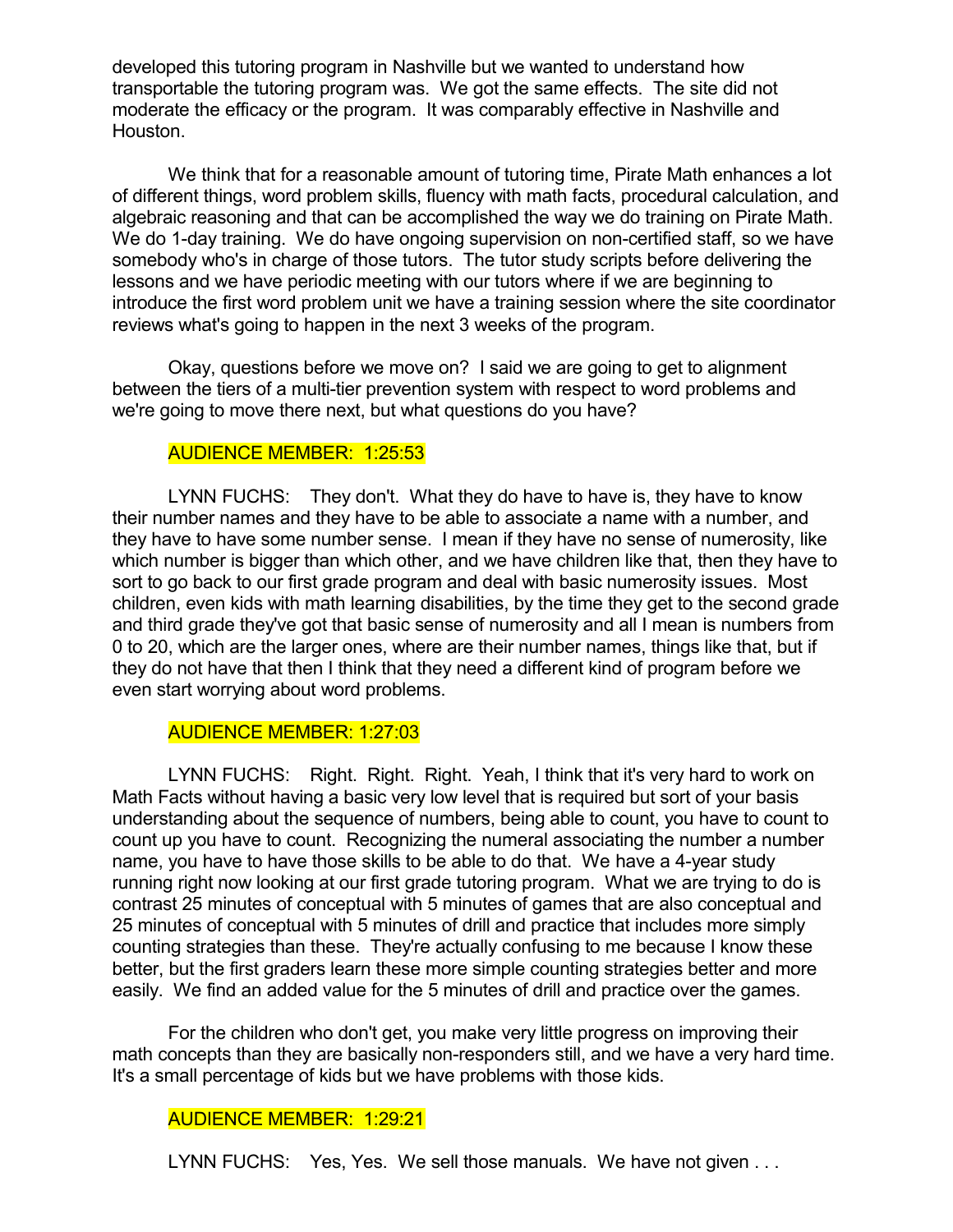developed this tutoring program in Nashville but we wanted to understand how transportable the tutoring program was. We got the same effects. The site did not moderate the efficacy or the program. It was comparably effective in Nashville and Houston.

We think that for a reasonable amount of tutoring time, Pirate Math enhances a lot of different things, word problem skills, fluency with math facts, procedural calculation, and algebraic reasoning and that can be accomplished the way we do training on Pirate Math. We do 1-day training. We do have ongoing supervision on non-certified staff, so we have somebody who's in charge of those tutors. The tutor study scripts before delivering the lessons and we have periodic meeting with our tutors where if we are beginning to introduce the first word problem unit we have a training session where the site coordinator reviews what's going to happen in the next 3 weeks of the program.

Okay, questions before we move on? I said we are going to get to alignment between the tiers of a multi-tier prevention system with respect to word problems and we're going to move there next, but what questions do you have?

AUDIENCE MEMBER: 1:25:53

LYNN FUCHS: They don't. What they do have to have is, they have to know their number names and they have to be able to associate a name with a number, and they have to have some number sense. I mean if they have no sense of numerosity, like which number is bigger than which other, and we have children like that, then they have to sort to go back to our first grade program and deal with basic numerosity issues. Most children, even kids with math learning disabilities, by the time they get to the second grade and third grade they've got that basic sense of numerosity and all I mean is numbers from 0 to 20, which are the larger ones, where are their number names, things like that, but if they do not have that then I think that they need a different kind of program before we even start worrying about word problems.

AUDIENCE MEMBER: 1:27:03

LYNN FUCHS: Right. Right. Right. Yeah, I think that it's very hard to work on Math Facts without having a basic very low level that is required but sort of your basis understanding about the sequence of numbers, being able to count, you have to count to count up you have to count. Recognizing the numeral associating the number a number name, you have to have those skills to be able to do that. We have a 4-year study running right now looking at our first grade tutoring program. What we are trying to do is contrast 25 minutes of conceptual with 5 minutes of games that are also conceptual and 25 minutes of conceptual with 5 minutes of drill and practice that includes more simply counting strategies than these. They're actually confusing to me because I know these better, but the first graders learn these more simple counting strategies better and more easily. We find an added value for the 5 minutes of drill and practice over the games.

For the children who don't get, you make very little progress on improving their math concepts than they are basically non-responders still, and we have a very hard time. It's a small percentage of kids but we have problems with those kids.

AUDIENCE MEMBER: 1:29:21

LYNN FUCHS: Yes, Yes. We sell those manuals. We have not given . . .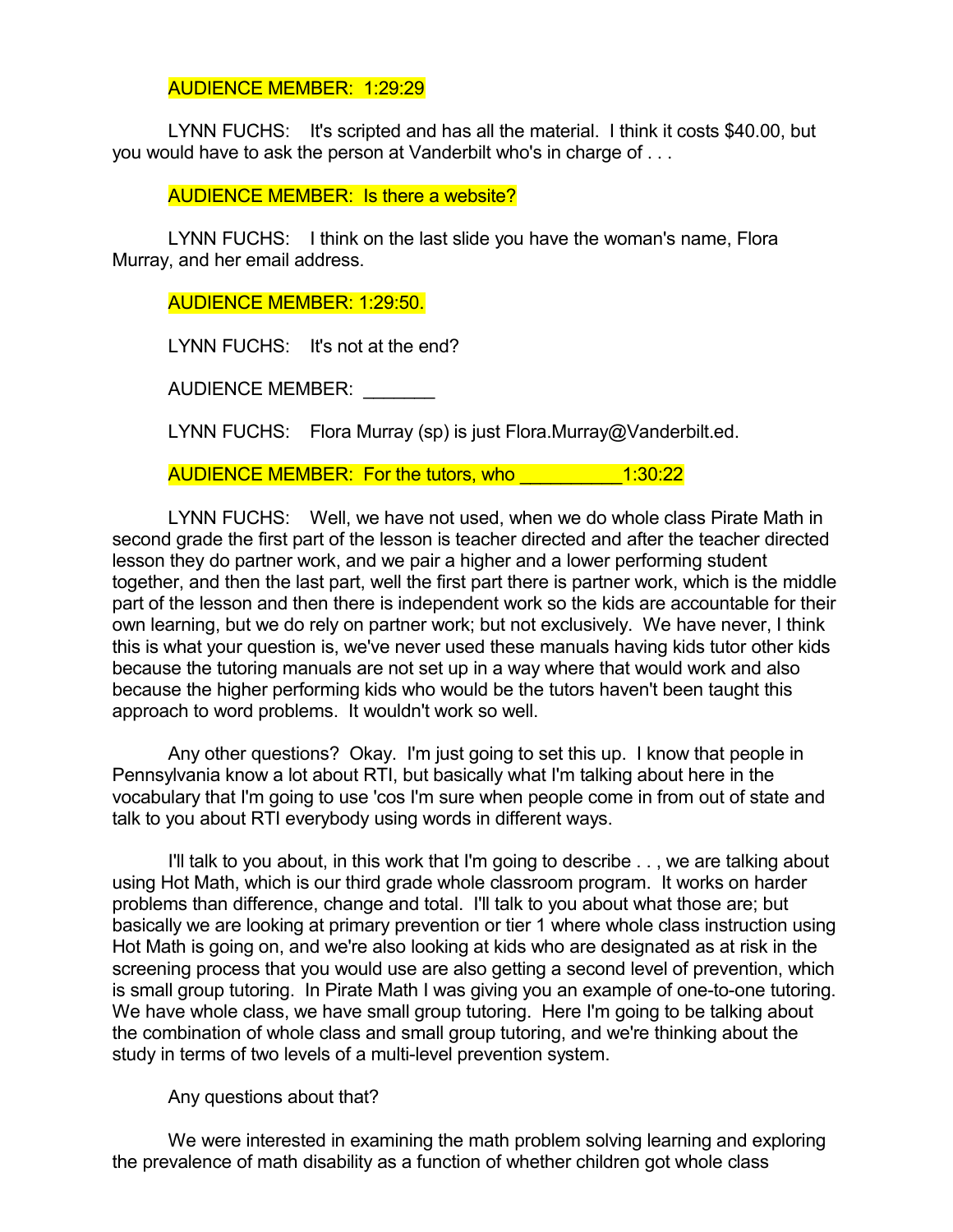AUDIENCE MEMBER: 1:29:29

LYNN FUCHS: It's scripted and has all the material. I think it costs $40.00, but you would have to ask the person at Vanderbilt who's in charge of . . .

AUDIENCE MEMBER: Is there a website?

LYNN FUCHS: I think on the last slide you have the woman's name, Flora Murray, and her email address.

AUDIENCE MEMBER: 1:29:50.

LYNN FUCHS: It's not at the end?

AUDIENCE MEMBER: _______

LYNN FUCHS: Flora Murray (sp) is just Flora.Murray@Vanderbilt.ed.

AUDIENCE MEMBER: For the tutors, who __________1:30:22

LYNN FUCHS: Well, we have not used, when we do whole class Pirate Math in second grade the first part of the lesson is teacher directed and after the teacher directed lesson they do partner work, and we pair a higher and a lower performing student together, and then the last part, well the first part there is partner work, which is the middle part of the lesson and then there is independent work so the kids are accountable for their own learning, but we do rely on partner work; but not exclusively. We have never, I think this is what your question is, we've never used these manuals having kids tutor other kids because the tutoring manuals are not set up in a way where that would work and also because the higher performing kids who would be the tutors haven't been taught this approach to word problems. It wouldn't work so well.

Any other questions? Okay. I'm just going to set this up. I know that people in Pennsylvania know a lot about RTI, but basically what I'm talking about here in the vocabulary that I'm going to use 'cos I'm sure when people come in from out of state and talk to you about RTI everybody using words in different ways.

I'll talk to you about, in this work that I'm going to describe . . , we are talking about using Hot Math, which is our third grade whole classroom program. It works on harder problems than difference, change and total. I'll talk to you about what those are; but basically we are looking at primary prevention or tier 1 where whole class instruction using Hot Math is going on, and we're also looking at kids who are designated as at risk in the screening process that you would use are also getting a second level of prevention, which is small group tutoring. In Pirate Math I was giving you an example of one-to-one tutoring. We have whole class, we have small group tutoring. Here I'm going to be talking about the combination of whole class and small group tutoring, and we're thinking about the study in terms of two levels of a multi-level prevention system.

Any questions about that?

We were interested in examining the math problem solving learning and exploring the prevalence of math disability as a function of whether children got whole class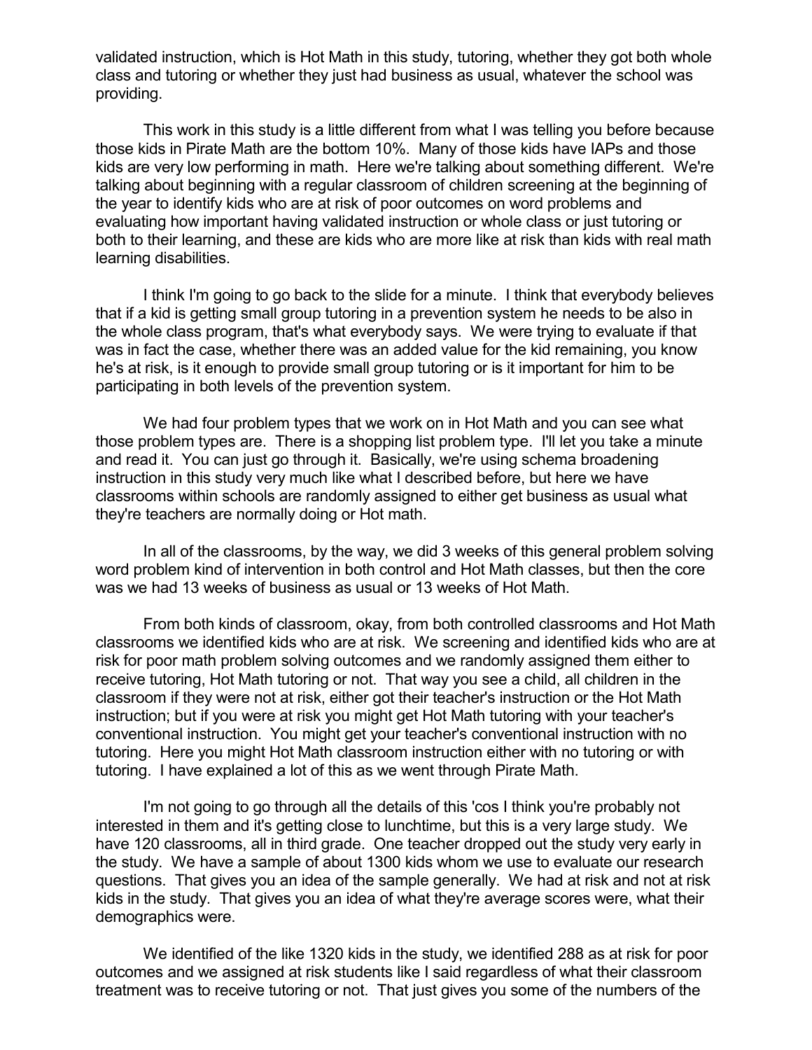validated instruction, which is Hot Math in this study, tutoring, whether they got both whole class and tutoring or whether they just had business as usual, whatever the school was providing.

This work in this study is a little different from what I was telling you before because those kids in Pirate Math are the bottom 10%. Many of those kids have IAPs and those kids are very low performing in math. Here we're talking about something different. We're talking about beginning with a regular classroom of children screening at the beginning of the year to identify kids who are at risk of poor outcomes on word problems and evaluating how important having validated instruction or whole class or just tutoring or both to their learning, and these are kids who are more like at risk than kids with real math learning disabilities.

I think I'm going to go back to the slide for a minute. I think that everybody believes that if a kid is getting small group tutoring in a prevention system he needs to be also in the whole class program, that's what everybody says. We were trying to evaluate if that was in fact the case, whether there was an added value for the kid remaining, you know he's at risk, is it enough to provide small group tutoring or is it important for him to be participating in both levels of the prevention system.

We had four problem types that we work on in Hot Math and you can see what those problem types are. There is a shopping list problem type. I'll let you take a minute and read it. You can just go through it. Basically, we're using schema broadening instruction in this study very much like what I described before, but here we have classrooms within schools are randomly assigned to either get business as usual what they're teachers are normally doing or Hot math.

In all of the classrooms, by the way, we did 3 weeks of this general problem solving word problem kind of intervention in both control and Hot Math classes, but then the core was we had 13 weeks of business as usual or 13 weeks of Hot Math.

From both kinds of classroom, okay, from both controlled classrooms and Hot Math classrooms we identified kids who are at risk. We screening and identified kids who are at risk for poor math problem solving outcomes and we randomly assigned them either to receive tutoring, Hot Math tutoring or not. That way you see a child, all children in the classroom if they were not at risk, either got their teacher's instruction or the Hot Math instruction; but if you were at risk you might get Hot Math tutoring with your teacher's conventional instruction. You might get your teacher's conventional instruction with no tutoring. Here you might Hot Math classroom instruction either with no tutoring or with tutoring. I have explained a lot of this as we went through Pirate Math.

I'm not going to go through all the details of this 'cos I think you're probably not interested in them and it's getting close to lunchtime, but this is a very large study. We have 120 classrooms, all in third grade. One teacher dropped out the study very early in the study. We have a sample of about 1300 kids whom we use to evaluate our research questions. That gives you an idea of the sample generally. We had at risk and not at risk kids in the study. That gives you an idea of what they're average scores were, what their demographics were.

We identified of the like 1320 kids in the study, we identified 288 as at risk for poor outcomes and we assigned at risk students like I said regardless of what their classroom treatment was to receive tutoring or not. That just gives you some of the numbers of the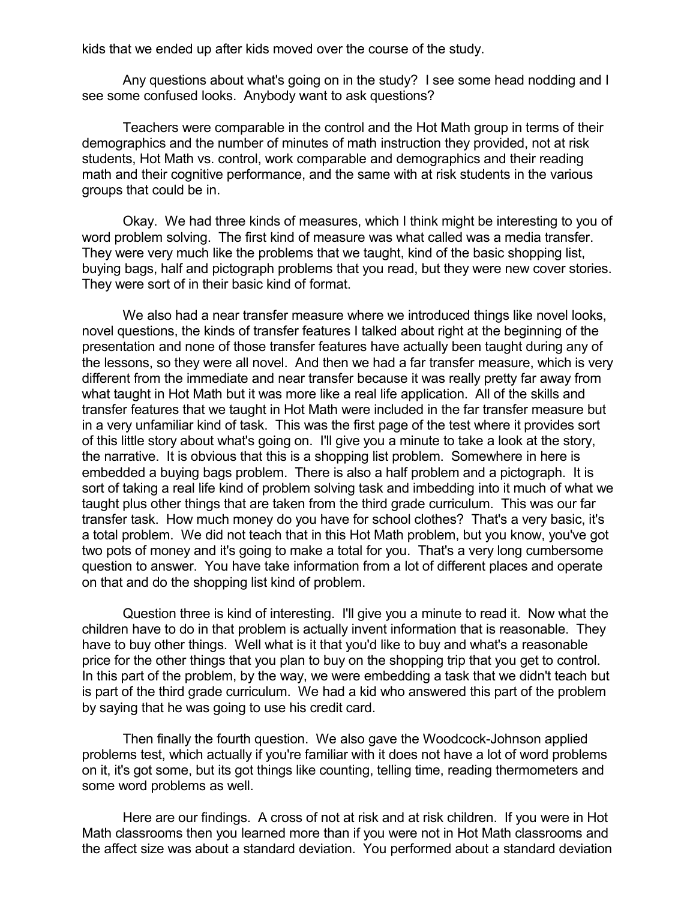kids that we ended up after kids moved over the course of the study.

Any questions about what's going on in the study? I see some head nodding and I see some confused looks. Anybody want to ask questions?

Teachers were comparable in the control and the Hot Math group in terms of their demographics and the number of minutes of math instruction they provided, not at risk students, Hot Math vs. control, work comparable and demographics and their reading math and their cognitive performance, and the same with at risk students in the various groups that could be in.

Okay. We had three kinds of measures, which I think might be interesting to you of word problem solving. The first kind of measure was what called was a media transfer. They were very much like the problems that we taught, kind of the basic shopping list, buying bags, half and pictograph problems that you read, but they were new cover stories. They were sort of in their basic kind of format.

We also had a near transfer measure where we introduced things like novel looks, novel questions, the kinds of transfer features I talked about right at the beginning of the presentation and none of those transfer features have actually been taught during any of the lessons, so they were all novel. And then we had a far transfer measure, which is very different from the immediate and near transfer because it was really pretty far away from what taught in Hot Math but it was more like a real life application. All of the skills and transfer features that we taught in Hot Math were included in the far transfer measure but in a very unfamiliar kind of task. This was the first page of the test where it provides sort of this little story about what's going on. I'll give you a minute to take a look at the story, the narrative. It is obvious that this is a shopping list problem. Somewhere in here is embedded a buying bags problem. There is also a half problem and a pictograph. It is sort of taking a real life kind of problem solving task and imbedding into it much of what we taught plus other things that are taken from the third grade curriculum. This was our far transfer task. How much money do you have for school clothes? That's a very basic, it's a total problem. We did not teach that in this Hot Math problem, but you know, you've got two pots of money and it's going to make a total for you. That's a very long cumbersome question to answer. You have take information from a lot of different places and operate on that and do the shopping list kind of problem.

Question three is kind of interesting. I'll give you a minute to read it. Now what the children have to do in that problem is actually invent information that is reasonable. They have to buy other things. Well what is it that you'd like to buy and what's a reasonable price for the other things that you plan to buy on the shopping trip that you get to control. In this part of the problem, by the way, we were embedding a task that we didn't teach but is part of the third grade curriculum. We had a kid who answered this part of the problem by saying that he was going to use his credit card.

Then finally the fourth question. We also gave the Woodcock-Johnson applied problems test, which actually if you're familiar with it does not have a lot of word problems on it, it's got some, but its got things like counting, telling time, reading thermometers and some word problems as well.

Here are our findings. A cross of not at risk and at risk children. If you were in Hot Math classrooms then you learned more than if you were not in Hot Math classrooms and the affect size was about a standard deviation. You performed about a standard deviation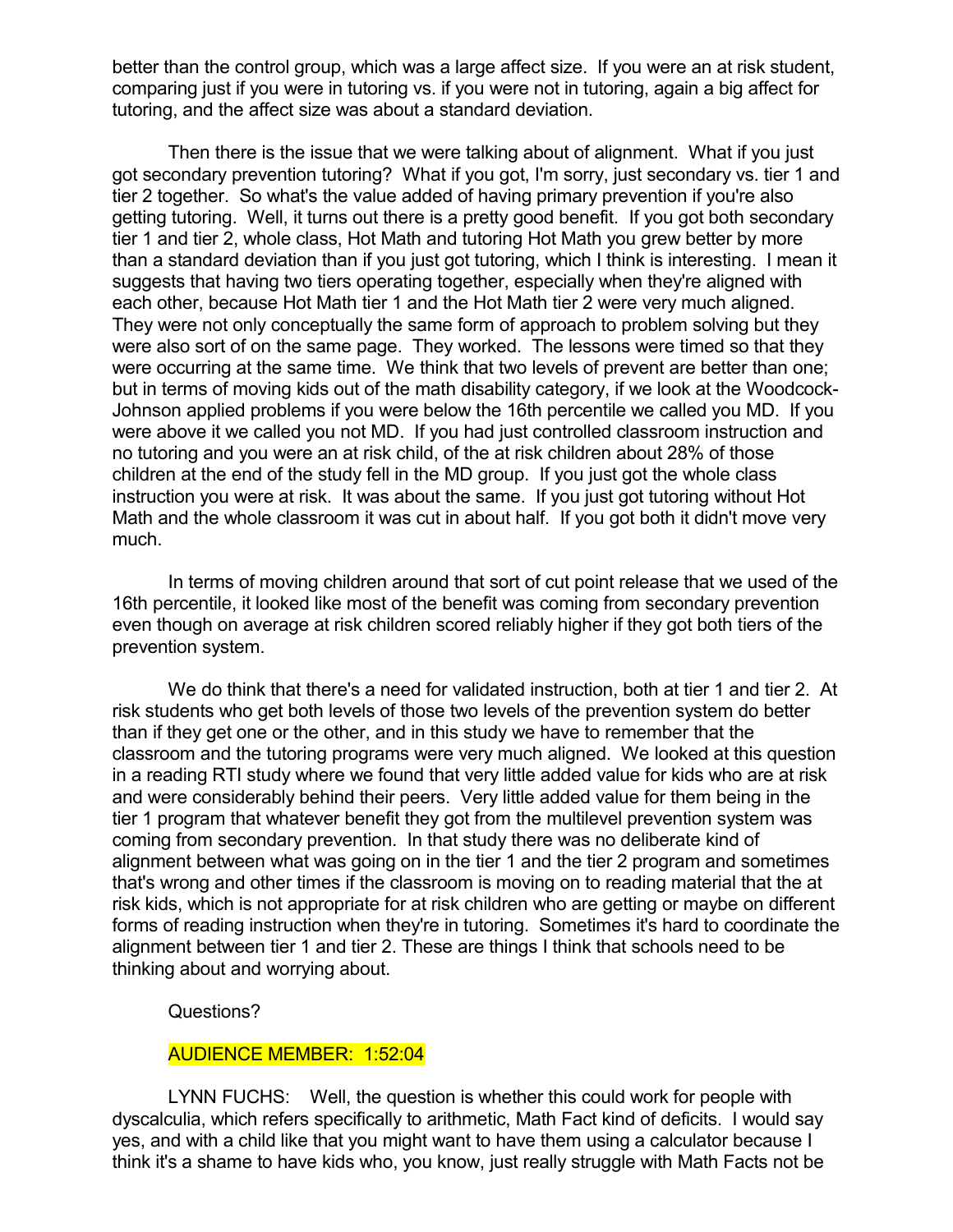better than the control group, which was a large affect size. If you were an at risk student, comparing just if you were in tutoring vs. if you were not in tutoring, again a big affect for tutoring, and the affect size was about a standard deviation.

Then there is the issue that we were talking about of alignment. What if you just got secondary prevention tutoring? What if you got, I'm sorry, just secondary vs. tier 1 and tier 2 together. So what's the value added of having primary prevention if you're also getting tutoring. Well, it turns out there is a pretty good benefit. If you got both secondary tier 1 and tier 2, whole class, Hot Math and tutoring Hot Math you grew better by more than a standard deviation than if you just got tutoring, which I think is interesting. I mean it suggests that having two tiers operating together, especially when they're aligned with each other, because Hot Math tier 1 and the Hot Math tier 2 were very much aligned. They were not only conceptually the same form of approach to problem solving but they were also sort of on the same page. They worked. The lessons were timed so that they were occurring at the same time. We think that two levels of prevent are better than one; but in terms of moving kids out of the math disability category, if we look at the Woodcock-Johnson applied problems if you were below the 16th percentile we called you MD. If you were above it we called you not MD. If you had just controlled classroom instruction and no tutoring and you were an at risk child, of the at risk children about 28% of those children at the end of the study fell in the MD group. If you just got the whole class instruction you were at risk. It was about the same. If you just got tutoring without Hot Math and the whole classroom it was cut in about half. If you got both it didn't move very much.

In terms of moving children around that sort of cut point release that we used of the 16th percentile, it looked like most of the benefit was coming from secondary prevention even though on average at risk children scored reliably higher if they got both tiers of the prevention system.

We do think that there's a need for validated instruction, both at tier 1 and tier 2. At risk students who get both levels of those two levels of the prevention system do better than if they get one or the other, and in this study we have to remember that the classroom and the tutoring programs were very much aligned. We looked at this question in a reading RTI study where we found that very little added value for kids who are at risk and were considerably behind their peers. Very little added value for them being in the tier 1 program that whatever benefit they got from the multilevel prevention system was coming from secondary prevention. In that study there was no deliberate kind of alignment between what was going on in the tier 1 and the tier 2 program and sometimes that's wrong and other times if the classroom is moving on to reading material that the at risk kids, which is not appropriate for at risk children who are getting or maybe on different forms of reading instruction when they're in tutoring. Sometimes it's hard to coordinate the alignment between tier 1 and tier 2. These are things I think that schools need to be thinking about and worrying about.

Questions?

AUDIENCE MEMBER: 1:52:04

LYNN FUCHS: Well, the question is whether this could work for people with dyscalculia, which refers specifically to arithmetic, Math Fact kind of deficits. I would say yes, and with a child like that you might want to have them using a calculator because I think it's a shame to have kids who, you know, just really struggle with Math Facts not be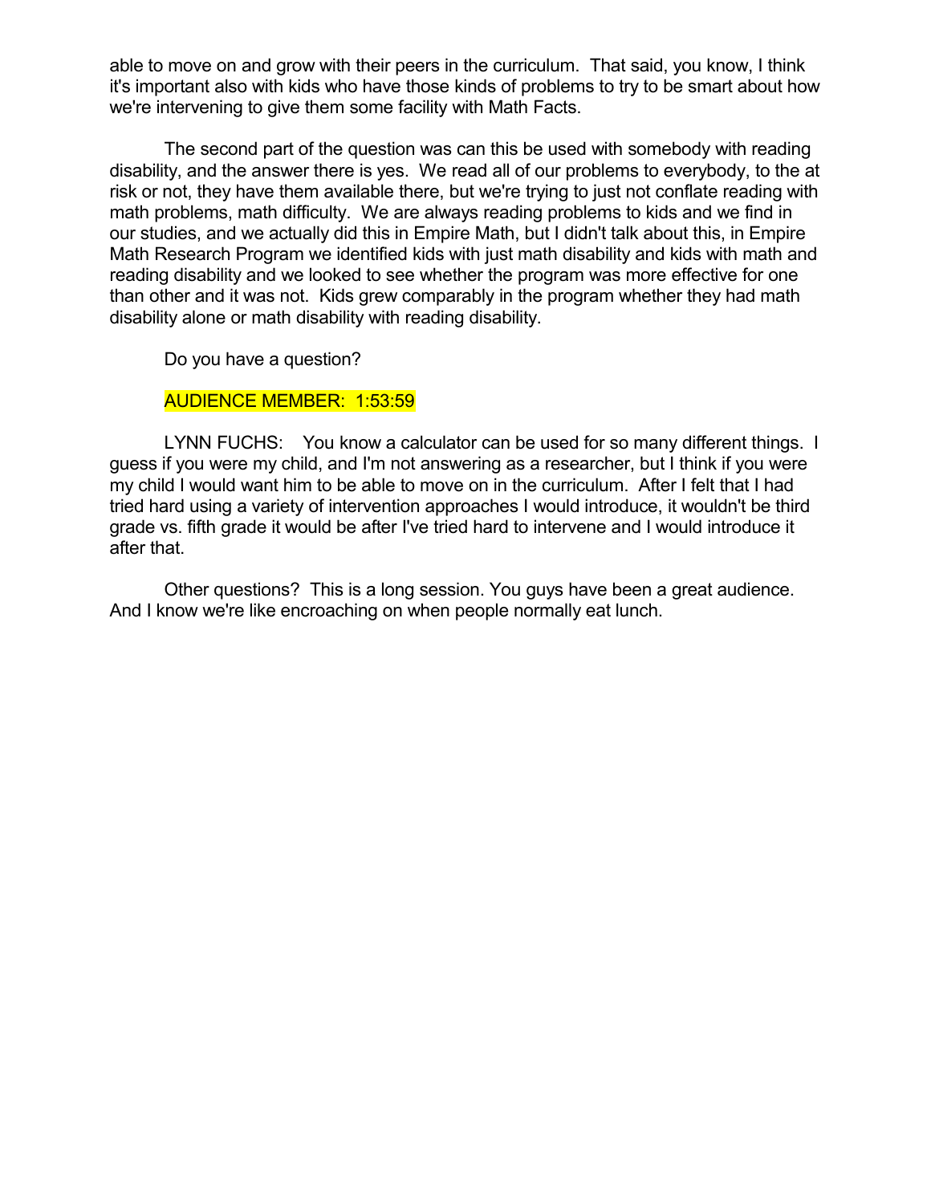able to move on and grow with their peers in the curriculum. That said, you know, I think it's important also with kids who have those kinds of problems to try to be smart about how we're intervening to give them some facility with Math Facts.

The second part of the question was can this be used with somebody with reading disability, and the answer there is yes. We read all of our problems to everybody, to the at risk or not, they have them available there, but we're trying to just not conflate reading with math problems, math difficulty. We are always reading problems to kids and we find in our studies, and we actually did this in Empire Math, but I didn't talk about this, in Empire Math Research Program we identified kids with just math disability and kids with math and reading disability and we looked to see whether the program was more effective for one than other and it was not. Kids grew comparably in the program whether they had math disability alone or math disability with reading disability.

Do you have a question?

AUDIENCE MEMBER: 1:53:59

LYNN FUCHS: You know a calculator can be used for so many different things. I guess if you were my child, and I'm not answering as a researcher, but I think if you were my child I would want him to be able to move on in the curriculum. After I felt that I had tried hard using a variety of intervention approaches I would introduce, it wouldn't be third grade vs. fifth grade it would be after I've tried hard to intervene and I would introduce it after that.

Other questions? This is a long session. You guys have been a great audience. And I know we're like encroaching on when people normally eat lunch.